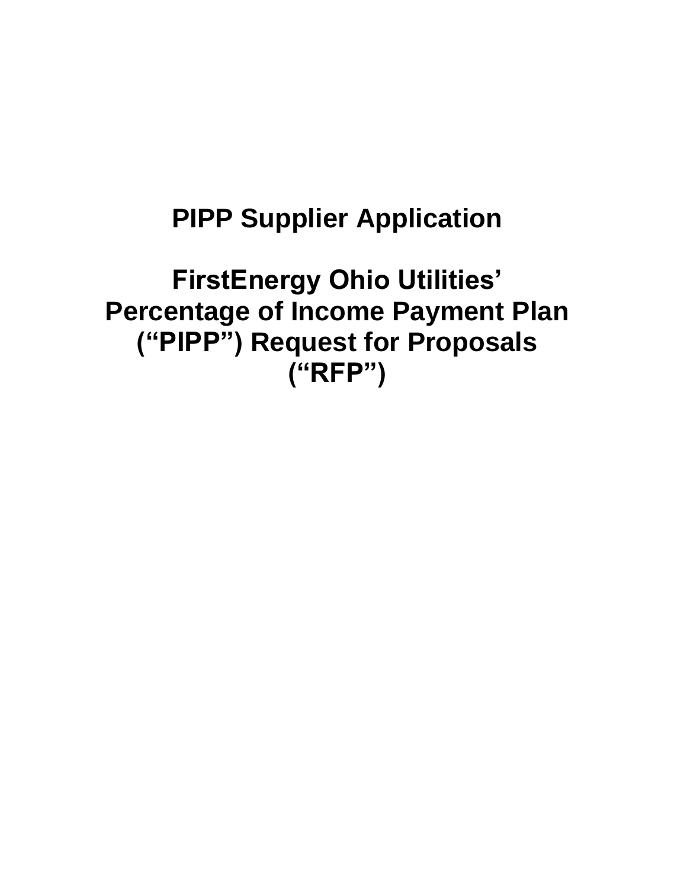# PIPP Supplier Application

# FirstEnergy Ohio Utilities' Percentage of Income Payment Plan ("PIPP") Request for Proposals ("RFP")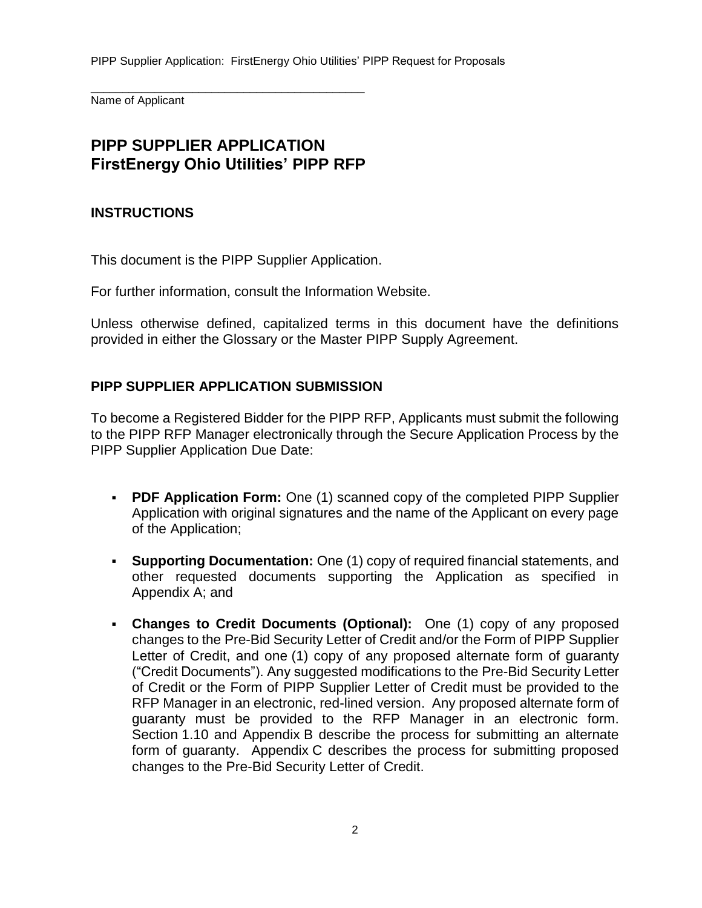\_\_\_\_\_\_\_\_\_\_\_\_\_\_\_\_\_\_\_\_\_\_\_\_\_\_\_\_\_\_\_\_\_\_\_\_\_\_\_\_

Name of Applicant

# PIPP SUPPLIER APPLICATION
# FirstEnergy Ohio Utilities' PIPP RFP

## INSTRUCTIONS

This document is the PIPP Supplier Application.

For further information, consult the Information Website.

Unless otherwise defined, capitalized terms in this document have the definitions provided in either the Glossary or the Master PIPP Supply Agreement.

## PIPP SUPPLIER APPLICATION SUBMISSION

To become a Registered Bidder for the PIPP RFP, Applicants must submit the following to the PIPP RFP Manager electronically through the Secure Application Process by the PIPP Supplier Application Due Date:

- **PDF Application Form:** One (1) scanned copy of the completed PIPP Supplier Application with original signatures and the name of the Applicant on every page of the Application;
- **Supporting Documentation:** One (1) copy of required financial statements, and other requested documents supporting the Application as specified in Appendix A; and
- **Changes to Credit Documents (Optional):** One (1) copy of any proposed changes to the Pre-Bid Security Letter of Credit and/or the Form of PIPP Supplier Letter of Credit, and one (1) copy of any proposed alternate form of guaranty ("Credit Documents"). Any suggested modifications to the Pre-Bid Security Letter of Credit or the Form of PIPP Supplier Letter of Credit must be provided to the RFP Manager in an electronic, red-lined version. Any proposed alternate form of guaranty must be provided to the RFP Manager in an electronic form. Section 1.10 and Appendix B describe the process for submitting an alternate form of guaranty. Appendix C describes the process for submitting proposed changes to the Pre-Bid Security Letter of Credit.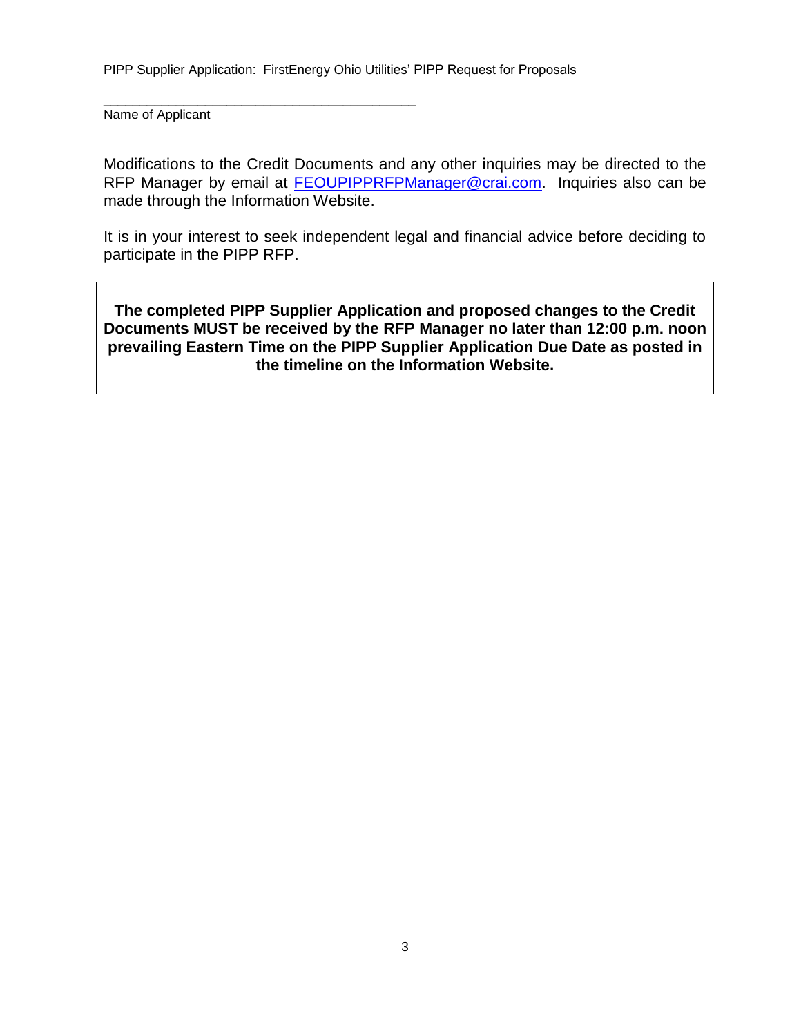\_\_\_\_\_\_\_\_\_\_\_\_\_\_\_\_\_\_\_\_\_\_\_\_\_\_\_\_\_\_\_\_\_\_\_\_\_\_\_\_

Name of Applicant

Modifications to the Credit Documents and any other inquiries may be directed to the RFP Manager by email at FEOUPIPPRFPManager@crai.com. Inquiries also can be made through the Information Website.

It is in your interest to seek independent legal and financial advice before deciding to participate in the PIPP RFP.

**The completed PIPP Supplier Application and proposed changes to the Credit Documents MUST be received by the RFP Manager no later than 12:00 p.m. noon prevailing Eastern Time on the PIPP Supplier Application Due Date as posted in the timeline on the Information Website.**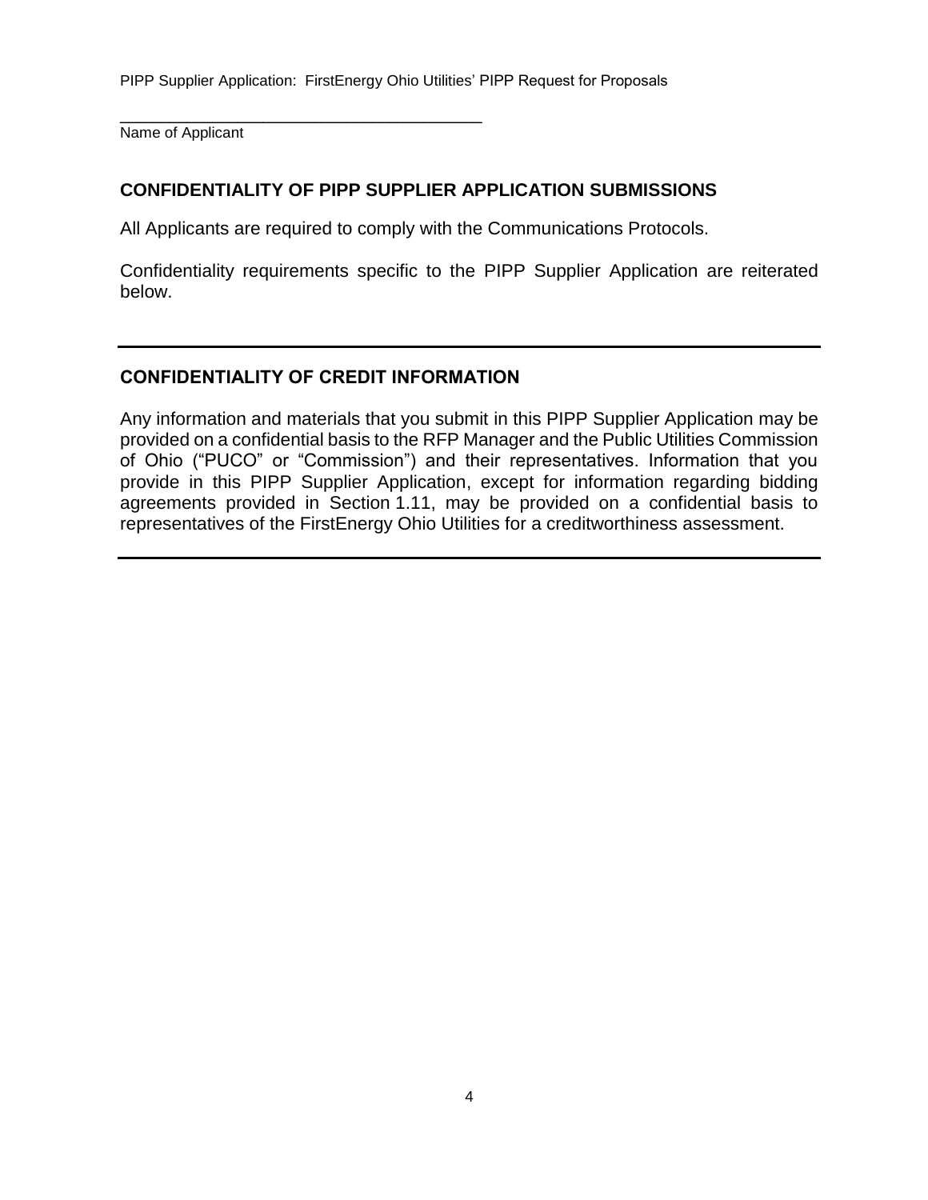\_\_\_\_\_\_\_\_\_\_\_\_\_\_\_\_\_\_\_\_\_\_\_\_\_\_\_\_\_\_\_\_\_\_\_\_\_\_\_\_

Name of Applicant

## CONFIDENTIALITY OF PIPP SUPPLIER APPLICATION SUBMISSIONS

All Applicants are required to comply with the Communications Protocols.

Confidentiality requirements specific to the PIPP Supplier Application are reiterated below.

---

## CONFIDENTIALITY OF CREDIT INFORMATION

Any information and materials that you submit in this PIPP Supplier Application may be provided on a confidential basis to the RFP Manager and the Public Utilities Commission of Ohio ("PUCO" or "Commission") and their representatives. Information that you provide in this PIPP Supplier Application, except for information regarding bidding agreements provided in Section 1.11, may be provided on a confidential basis to representatives of the FirstEnergy Ohio Utilities for a creditworthiness assessment.

---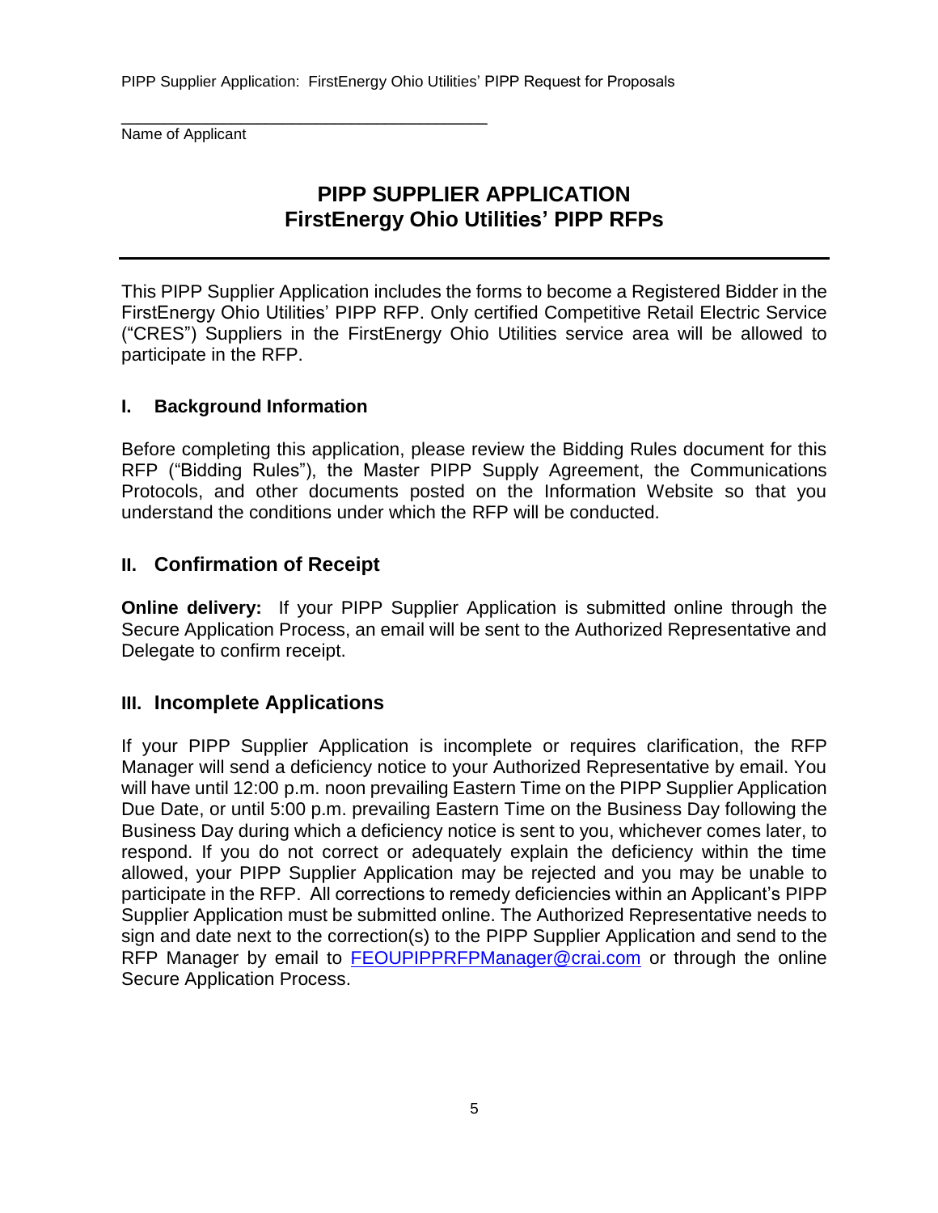\_\_\_\_\_\_\_\_\_\_\_\_\_\_\_\_\_\_\_\_\_\_\_\_\_\_\_\_\_\_\_\_\_\_\_\_\_\_\_\_

Name of Applicant

# PIPP SUPPLIER APPLICATION
# FirstEnergy Ohio Utilities' PIPP RFPs

---

This PIPP Supplier Application includes the forms to become a Registered Bidder in the FirstEnergy Ohio Utilities' PIPP RFP. Only certified Competitive Retail Electric Service ("CRES") Suppliers in the FirstEnergy Ohio Utilities service area will be allowed to participate in the RFP.

## I. Background Information

Before completing this application, please review the Bidding Rules document for this RFP ("Bidding Rules"), the Master PIPP Supply Agreement, the Communications Protocols, and other documents posted on the Information Website so that you understand the conditions under which the RFP will be conducted.

## II. Confirmation of Receipt

**Online delivery:** If your PIPP Supplier Application is submitted online through the Secure Application Process, an email will be sent to the Authorized Representative and Delegate to confirm receipt.

## III. Incomplete Applications

If your PIPP Supplier Application is incomplete or requires clarification, the RFP Manager will send a deficiency notice to your Authorized Representative by email. You will have until 12:00 p.m. noon prevailing Eastern Time on the PIPP Supplier Application Due Date, or until 5:00 p.m. prevailing Eastern Time on the Business Day following the Business Day during which a deficiency notice is sent to you, whichever comes later, to respond. If you do not correct or adequately explain the deficiency within the time allowed, your PIPP Supplier Application may be rejected and you may be unable to participate in the RFP. All corrections to remedy deficiencies within an Applicant's PIPP Supplier Application must be submitted online. The Authorized Representative needs to sign and date next to the correction(s) to the PIPP Supplier Application and send to the RFP Manager by email to FEOUPIPPRFPManager@crai.com or through the online Secure Application Process.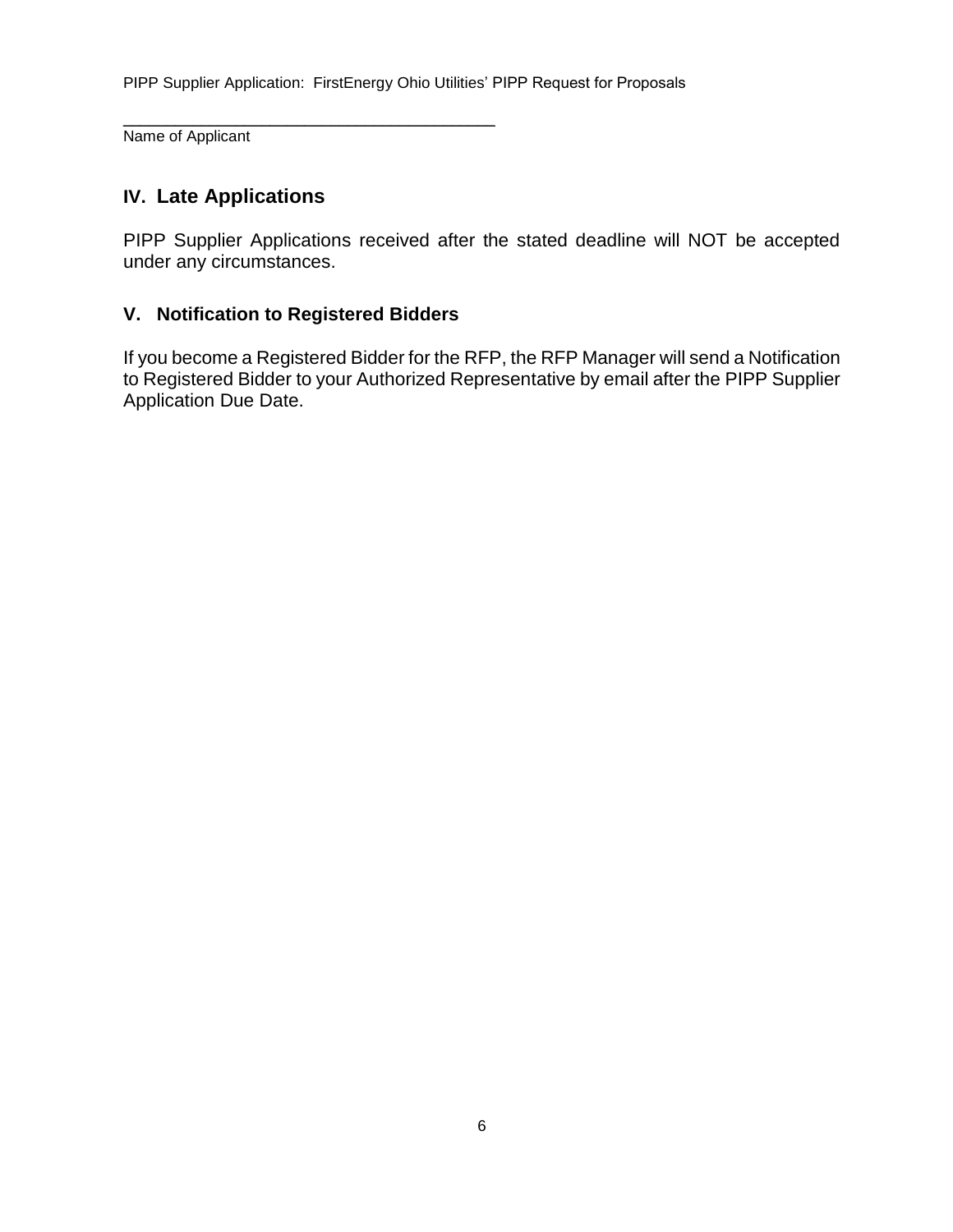\_\_\_\_\_\_\_\_\_\_\_\_\_\_\_\_\_\_\_\_\_\_\_\_\_\_\_\_\_\_\_\_\_\_\_\_\_\_\_\_
Name of Applicant

## IV. Late Applications

PIPP Supplier Applications received after the stated deadline will NOT be accepted under any circumstances.

## V. Notification to Registered Bidders

If you become a Registered Bidder for the RFP, the RFP Manager will send a Notification to Registered Bidder to your Authorized Representative by email after the PIPP Supplier Application Due Date.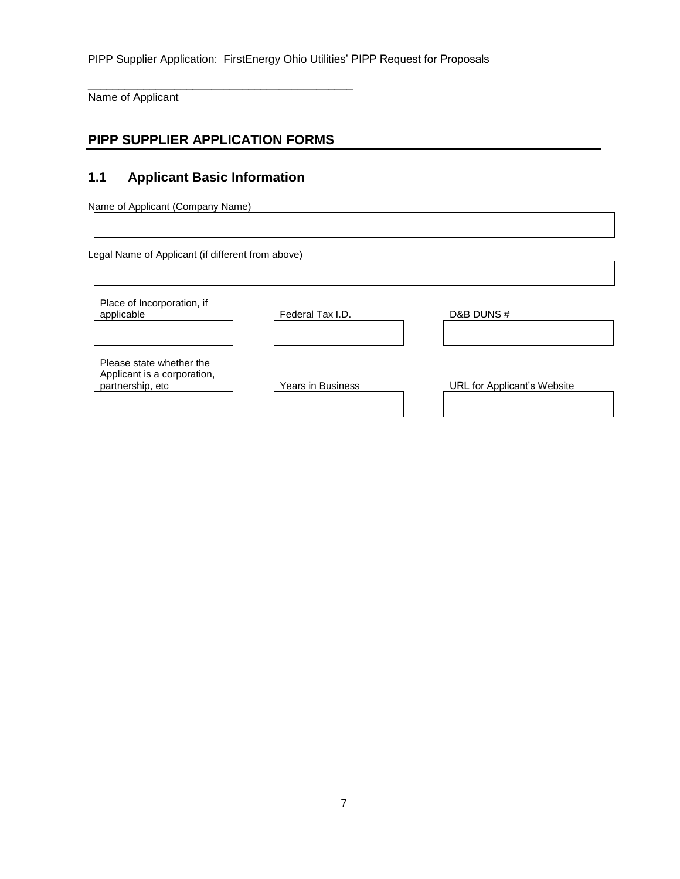\_\_\_\_\_\_\_\_\_\_\_\_\_\_\_\_\_\_\_\_\_\_\_\_\_\_\_\_\_\_\_\_\_\_\_\_\_\_\_\_\_

Name of Applicant

## PIPP SUPPLIER APPLICATION FORMS

### 1.1 Applicant Basic Information

Name of Applicant (Company Name)

| |
|---|
| |

Legal Name of Applicant (if different from above)

| |
|---|
| |

| Place of Incorporation, if applicable | Federal Tax I.D. | D&B DUNS # |
|---|---|---|
| | | |

| Please state whether the Applicant is a corporation, partnership, etc | Years in Business | URL for Applicant's Website |
|---|---|---|
| | | |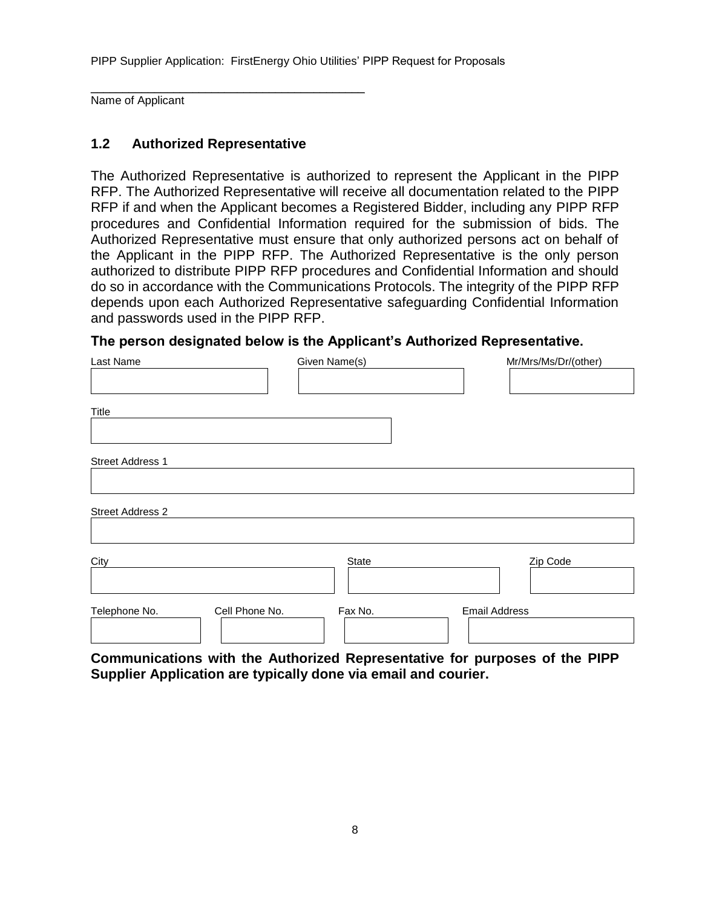\_\_\_\_\_\_\_\_\_\_\_\_\_\_\_\_\_\_\_\_\_\_\_\_\_\_\_\_\_\_\_\_\_\_\_\_\_\_\_\_

Name of Applicant

## 1.2 Authorized Representative

The Authorized Representative is authorized to represent the Applicant in the PIPP RFP. The Authorized Representative will receive all documentation related to the PIPP RFP if and when the Applicant becomes a Registered Bidder, including any PIPP RFP procedures and Confidential Information required for the submission of bids. The Authorized Representative must ensure that only authorized persons act on behalf of the Applicant in the PIPP RFP. The Authorized Representative is the only person authorized to distribute PIPP RFP procedures and Confidential Information and should do so in accordance with the Communications Protocols. The integrity of the PIPP RFP depends upon each Authorized Representative safeguarding Confidential Information and passwords used in the PIPP RFP.

**The person designated below is the Applicant's Authorized Representative.**

| Last Name | Given Name(s) | Mr/Mrs/Ms/Dr/(other) |
|---|---|---|
| | | |

| Title |
|---|
| |

| Street Address 1 |
|---|
| |

| Street Address 2 |
|---|
| |

| City | State | Zip Code |
|---|---|---|
| | | |

| Telephone No. | Cell Phone No. | Fax No. | Email Address |
|---|---|---|---|
| | | | |

**Communications with the Authorized Representative for purposes of the PIPP Supplier Application are typically done via email and courier.**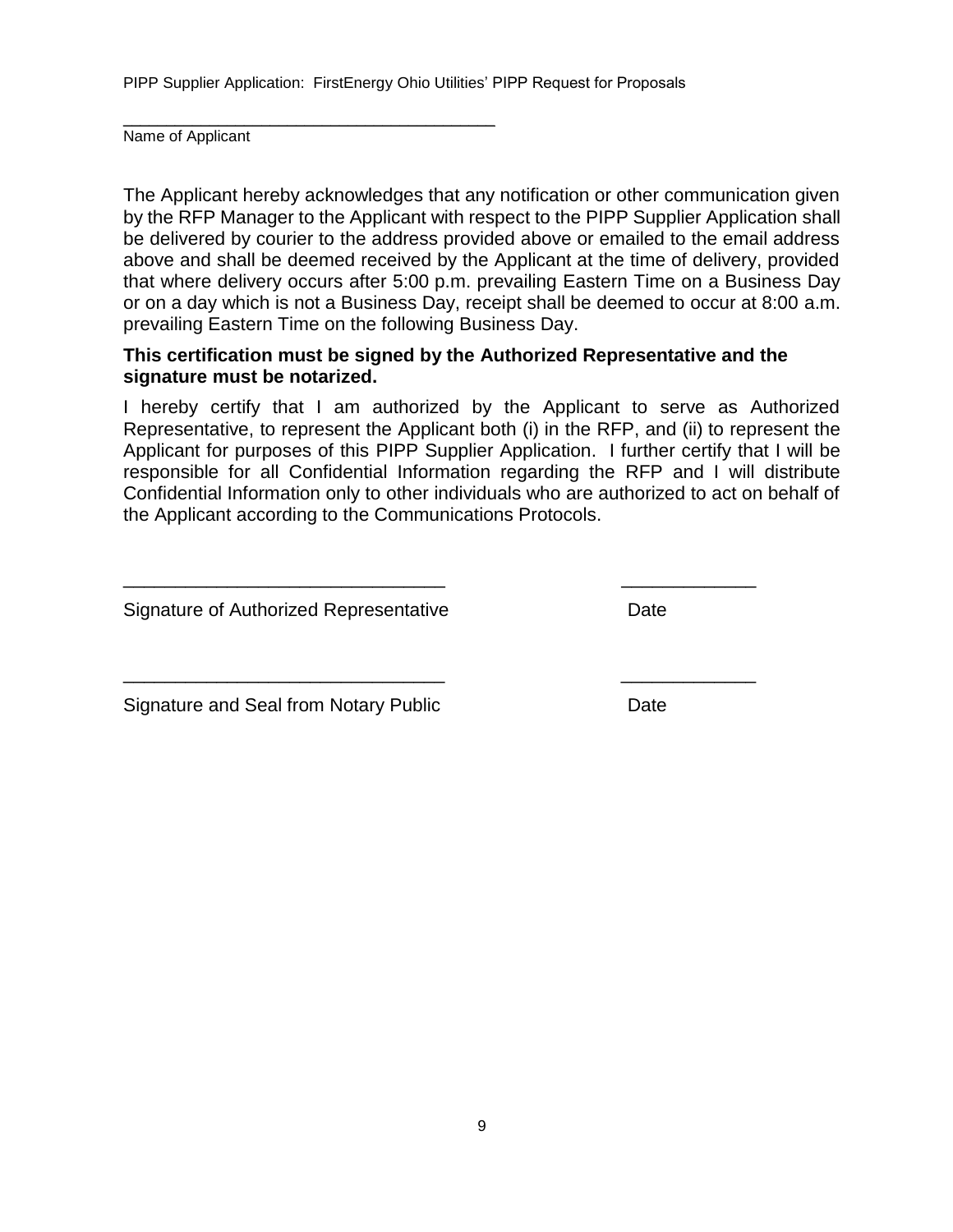\_\_\_\_\_\_\_\_\_\_\_\_\_\_\_\_\_\_\_\_\_\_\_\_\_\_\_\_\_\_\_\_\_\_\_\_\_\_\_

Name of Applicant

The Applicant hereby acknowledges that any notification or other communication given by the RFP Manager to the Applicant with respect to the PIPP Supplier Application shall be delivered by courier to the address provided above or emailed to the email address above and shall be deemed received by the Applicant at the time of delivery, provided that where delivery occurs after 5:00 p.m. prevailing Eastern Time on a Business Day or on a day which is not a Business Day, receipt shall be deemed to occur at 8:00 a.m. prevailing Eastern Time on the following Business Day.

**This certification must be signed by the Authorized Representative and the signature must be notarized.**

I hereby certify that I am authorized by the Applicant to serve as Authorized Representative, to represent the Applicant both (i) in the RFP, and (ii) to represent the Applicant for purposes of this PIPP Supplier Application. I further certify that I will be responsible for all Confidential Information regarding the RFP and I will distribute Confidential Information only to other individuals who are authorized to act on behalf of the Applicant according to the Communications Protocols.

\_\_\_\_\_\_\_\_\_\_\_\_\_\_\_\_\_\_\_\_\_\_\_\_\_\_\_\_\_\_\_ \_\_\_\_\_\_\_\_\_\_\_\_\_

Signature of Authorized Representative Date

\_\_\_\_\_\_\_\_\_\_\_\_\_\_\_\_\_\_\_\_\_\_\_\_\_\_\_\_\_\_\_ \_\_\_\_\_\_\_\_\_\_\_\_\_

Signature and Seal from Notary Public Date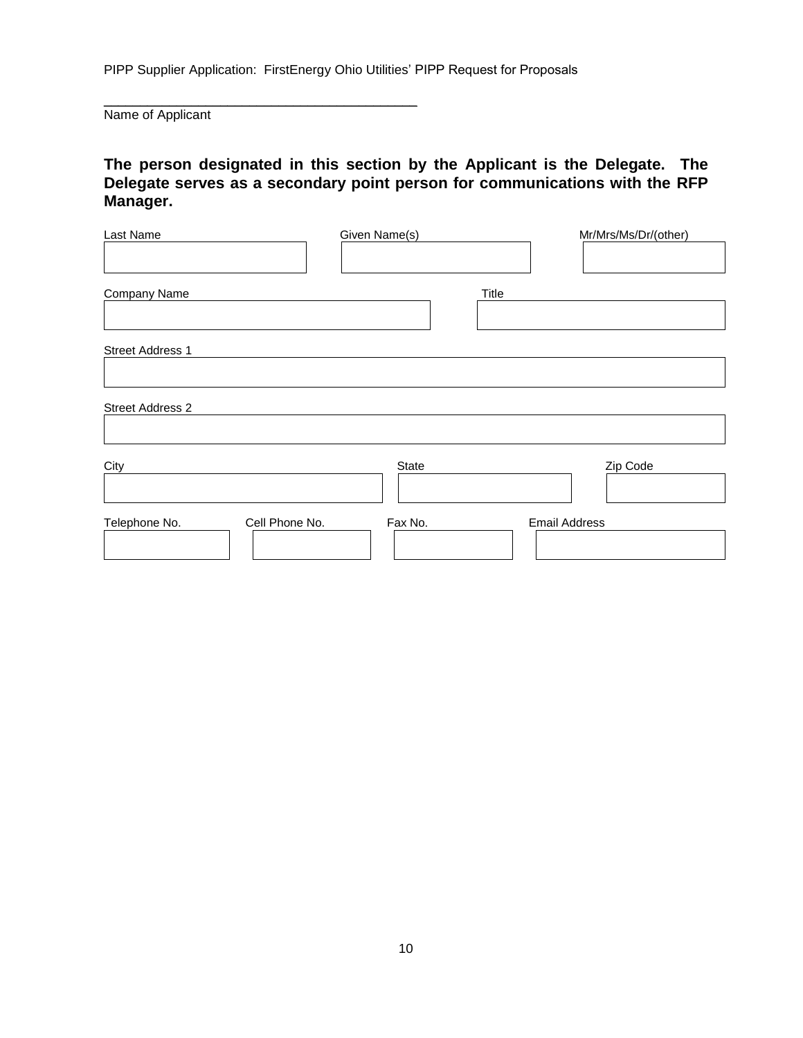PIPP Supplier Application: FirstEnergy Ohio Utilities' PIPP Request for Proposals

\_\_\_\_\_\_\_\_\_\_\_\_\_\_\_\_\_\_\_\_\_\_\_\_\_\_\_\_\_\_\_\_\_\_\_\_\_\_\_\_

Name of Applicant

**The person designated in this section by the Applicant is the Delegate. The Delegate serves as a secondary point person for communications with the RFP Manager.**

| Last Name | Given Name(s) | Mr/Mrs/Ms/Dr/(other) |
|---|---|---|
| | | |

| Company Name | Title |
|---|---|
| | |

| Street Address 1 |
|---|
| |

| Street Address 2 |
|---|
| |

| City | State | Zip Code |
|---|---|---|
| | | |

| Telephone No. | Cell Phone No. | Fax No. | Email Address |
|---|---|---|---|
| | | | |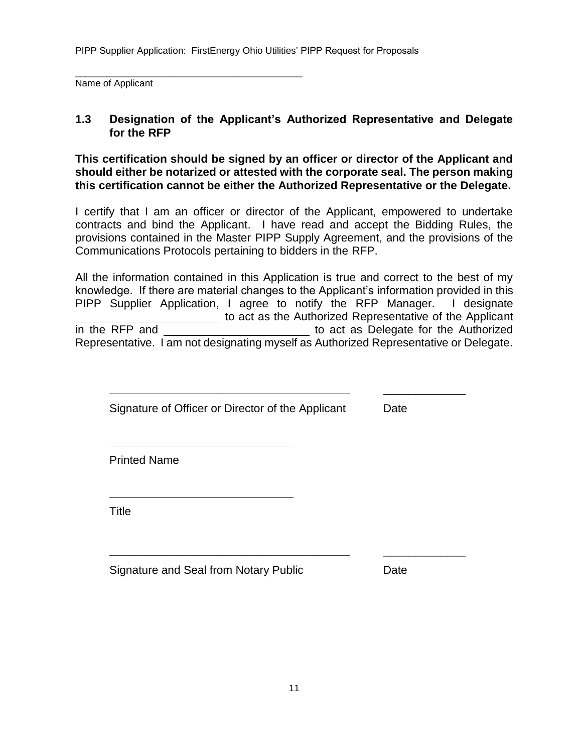\_\_\_\_\_\_\_\_\_\_\_\_\_\_\_\_\_\_\_\_\_\_\_\_\_\_\_\_\_\_\_\_\_\_\_\_\_\_\_\_

Name of Applicant

## 1.3 Designation of the Applicant's Authorized Representative and Delegate for the RFP

**This certification should be signed by an officer or director of the Applicant and should either be notarized or attested with the corporate seal. The person making this certification cannot be either the Authorized Representative or the Delegate.**

I certify that I am an officer or director of the Applicant, empowered to undertake contracts and bind the Applicant. I have read and accept the Bidding Rules, the provisions contained in the Master PIPP Supply Agreement, and the provisions of the Communications Protocols pertaining to bidders in the RFP.

All the information contained in this Application is true and correct to the best of my knowledge. If there are material changes to the Applicant's information provided in this PIPP Supplier Application, I agree to notify the RFP Manager. I designate \_\_\_\_\_\_\_\_\_\_\_\_\_\_\_\_\_\_\_\_\_\_\_\_ to act as the Authorized Representative of the Applicant in the RFP and \_\_\_\_\_\_\_\_\_\_\_\_\_\_\_\_\_\_\_\_\_\_\_\_ to act as Delegate for the Authorized Representative. I am not designating myself as Authorized Representative or Delegate.

\_\_\_\_\_\_\_\_\_\_\_\_\_\_\_\_\_\_\_\_\_\_\_\_\_\_\_\_\_\_\_\_\_\_\_\_\_\_\_\_ \_\_\_\_\_\_\_\_\_\_\_\_\_

Signature of Officer or Director of the Applicant Date

\_\_\_\_\_\_\_\_\_\_\_\_\_\_\_\_\_\_\_\_\_\_\_\_\_\_\_\_\_\_\_

Printed Name

\_\_\_\_\_\_\_\_\_\_\_\_\_\_\_\_\_\_\_\_\_\_\_\_\_\_\_\_\_\_\_

Title

\_\_\_\_\_\_\_\_\_\_\_\_\_\_\_\_\_\_\_\_\_\_\_\_\_\_\_\_\_\_\_\_\_\_\_\_\_\_\_\_ \_\_\_\_\_\_\_\_\_\_\_\_\_

Signature and Seal from Notary Public Date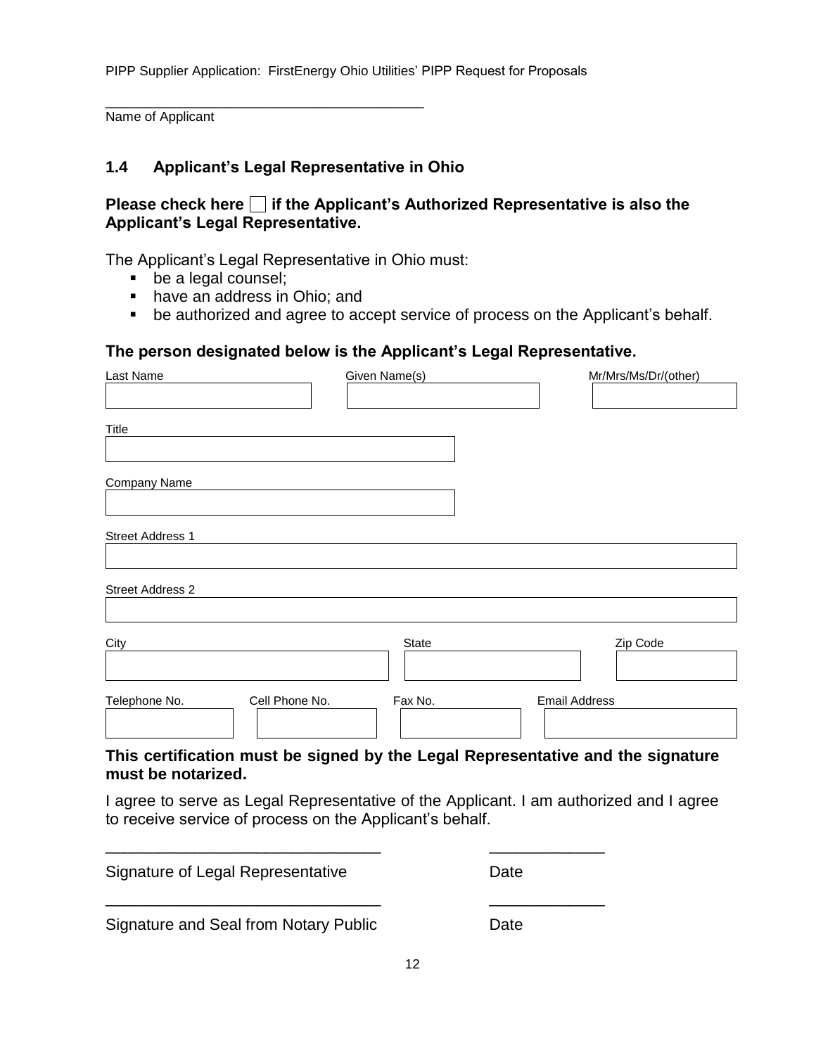\_\_\_\_\_\_\_\_\_\_\_\_\_\_\_\_\_\_\_\_\_\_\_\_\_\_\_\_\_\_\_\_\_\_\_\_\_\_\_\_

Name of Applicant

## 1.4 Applicant's Legal Representative in Ohio

**Please check here ☐ if the Applicant's Authorized Representative is also the Applicant's Legal Representative.**

The Applicant's Legal Representative in Ohio must:

- be a legal counsel;
- have an address in Ohio; and
- be authorized and agree to accept service of process on the Applicant's behalf.

**The person designated below is the Applicant's Legal Representative.**

| Last Name | Given Name(s) | Mr/Mrs/Ms/Dr/(other) |
|---|---|---|
| | | |

| Title |
|---|
| |

| Company Name |
|---|
| |

| Street Address 1 |
|---|
| |

| Street Address 2 |
|---|
| |

| City | State | Zip Code |
|---|---|---|
| | | |

| Telephone No. | Cell Phone No. | Fax No. | Email Address |
|---|---|---|---|
| | | | |

**This certification must be signed by the Legal Representative and the signature must be notarized.**

I agree to serve as Legal Representative of the Applicant. I am authorized and I agree to receive service of process on the Applicant's behalf.

\_\_\_\_\_\_\_\_\_\_\_\_\_\_\_\_\_\_\_\_\_\_\_\_\_\_\_\_\_\_\_\_ \_\_\_\_\_\_\_\_\_\_\_\_\_\_

Signature of Legal Representative Date

\_\_\_\_\_\_\_\_\_\_\_\_\_\_\_\_\_\_\_\_\_\_\_\_\_\_\_\_\_\_\_\_ \_\_\_\_\_\_\_\_\_\_\_\_\_\_

Signature and Seal from Notary Public Date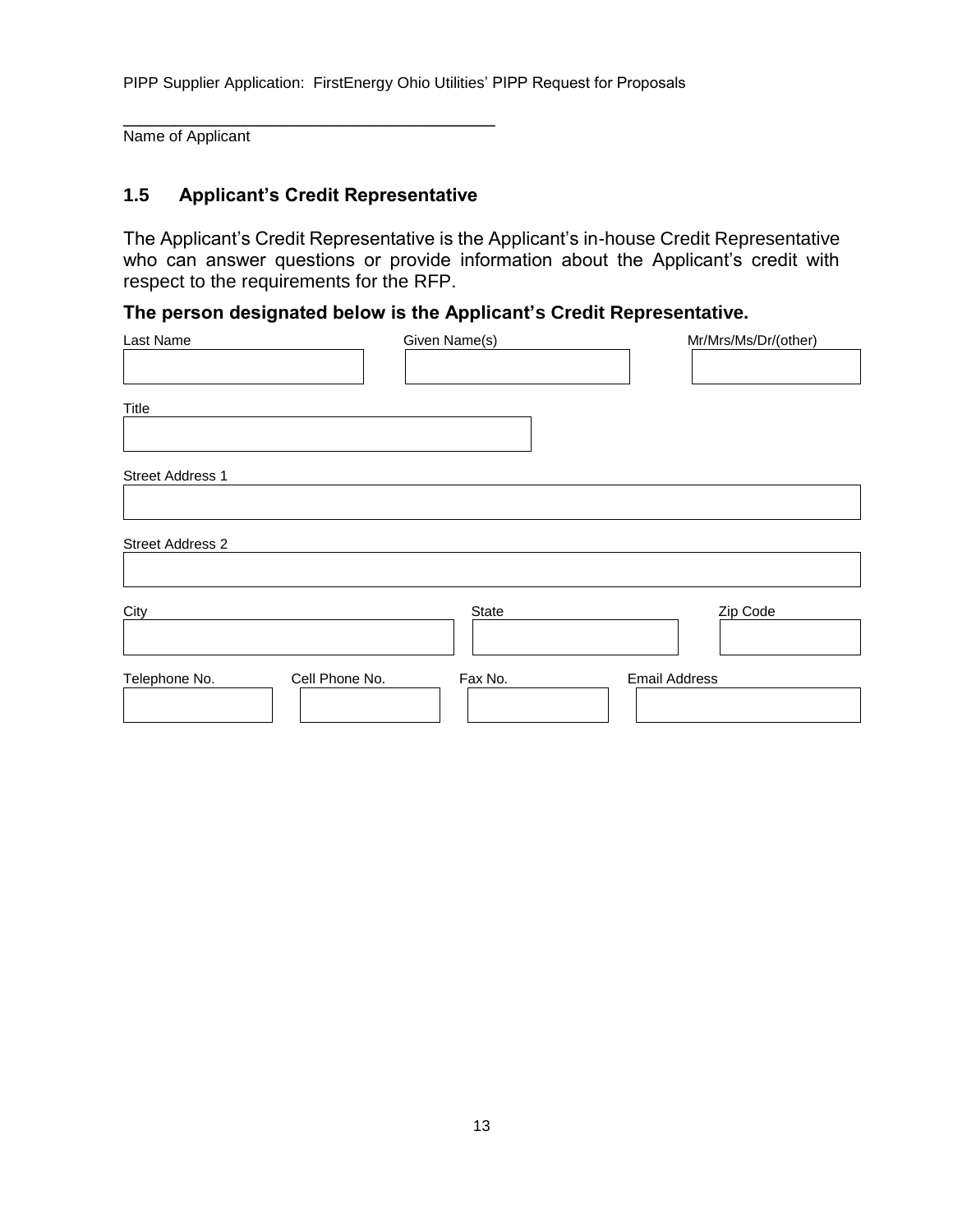\_\_\_\_\_\_\_\_\_\_\_\_\_\_\_\_\_\_\_\_\_\_\_\_\_\_\_\_\_\_\_\_\_\_\_\_\_\_\_\_

Name of Applicant

## 1.5 Applicant's Credit Representative

The Applicant's Credit Representative is the Applicant's in-house Credit Representative who can answer questions or provide information about the Applicant's credit with respect to the requirements for the RFP.

**The person designated below is the Applicant's Credit Representative.**

| Last Name | Given Name(s) | Mr/Mrs/Ms/Dr/(other) |
|---|---|---|
| | | |

| Title |
|---|
| |

| Street Address 1 |
|---|
| |

| Street Address 2 |
|---|
| |

| City | State | Zip Code |
|---|---|---|
| | | |

| Telephone No. | Cell Phone No. | Fax No. | Email Address |
|---|---|---|---|
| | | | |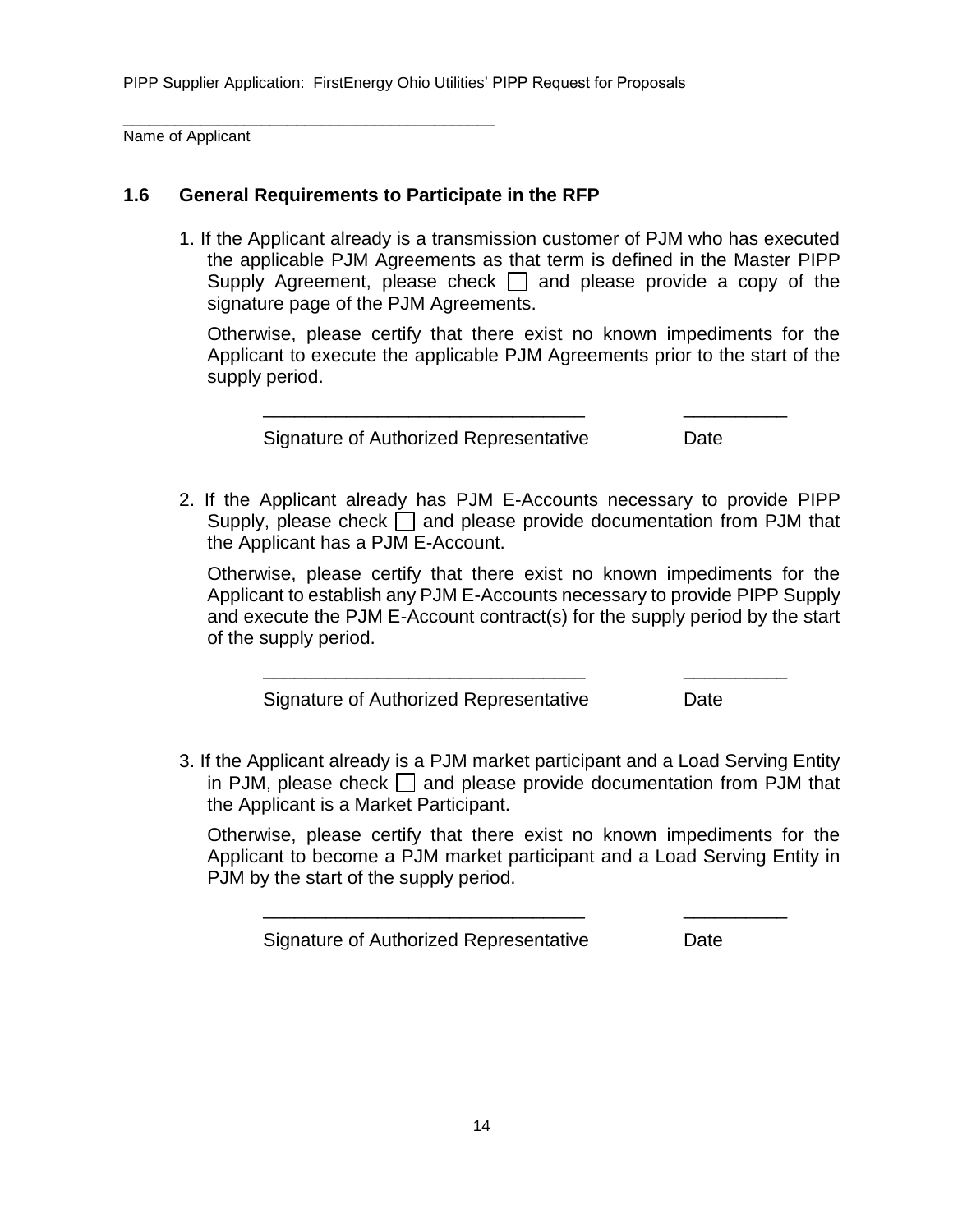\_\_\_\_\_\_\_\_\_\_\_\_\_\_\_\_\_\_\_\_\_\_\_\_\_\_\_\_\_\_\_\_\_\_\_\_\_\_\_\_
Name of Applicant

## 1.6 General Requirements to Participate in the RFP

1. If the Applicant already is a transmission customer of PJM who has executed the applicable PJM Agreements as that term is defined in the Master PIPP Supply Agreement, please check ☐ and please provide a copy of the signature page of the PJM Agreements.

   Otherwise, please certify that there exist no known impediments for the Applicant to execute the applicable PJM Agreements prior to the start of the supply period.

   \_\_\_\_\_\_\_\_\_\_\_\_\_\_\_\_\_\_\_\_\_\_\_\_\_\_\_\_\_\_\_\_ \_\_\_\_\_\_\_\_\_\_
   Signature of Authorized Representative Date

2. If the Applicant already has PJM E-Accounts necessary to provide PIPP Supply, please check ☐ and please provide documentation from PJM that the Applicant has a PJM E-Account.

   Otherwise, please certify that there exist no known impediments for the Applicant to establish any PJM E-Accounts necessary to provide PIPP Supply and execute the PJM E-Account contract(s) for the supply period by the start of the supply period.

   \_\_\_\_\_\_\_\_\_\_\_\_\_\_\_\_\_\_\_\_\_\_\_\_\_\_\_\_\_\_\_\_ \_\_\_\_\_\_\_\_\_\_
   Signature of Authorized Representative Date

3. If the Applicant already is a PJM market participant and a Load Serving Entity in PJM, please check ☐ and please provide documentation from PJM that the Applicant is a Market Participant.

   Otherwise, please certify that there exist no known impediments for the Applicant to become a PJM market participant and a Load Serving Entity in PJM by the start of the supply period.

   \_\_\_\_\_\_\_\_\_\_\_\_\_\_\_\_\_\_\_\_\_\_\_\_\_\_\_\_\_\_\_\_ \_\_\_\_\_\_\_\_\_\_
   Signature of Authorized Representative Date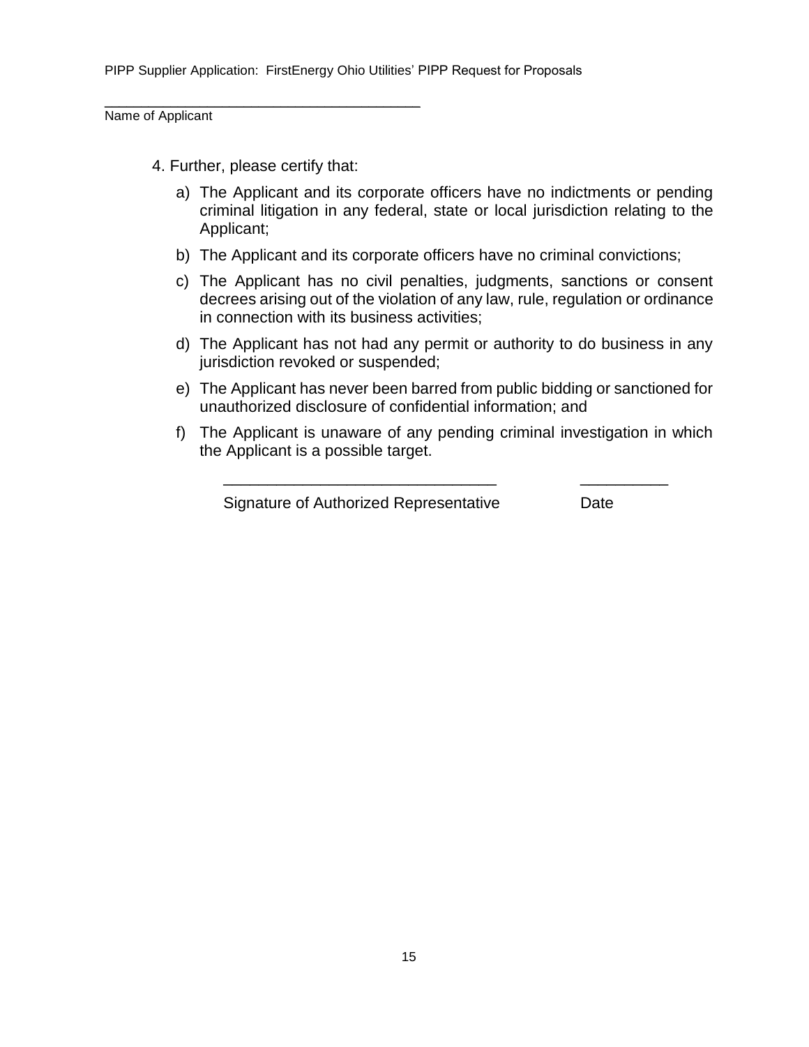\_\_\_\_\_\_\_\_\_\_\_\_\_\_\_\_\_\_\_\_\_\_\_\_\_\_\_\_\_\_\_\_\_\_\_\_\_\_\_\_

Name of Applicant

4. Further, please certify that:

   a) The Applicant and its corporate officers have no indictments or pending criminal litigation in any federal, state or local jurisdiction relating to the Applicant;

   b) The Applicant and its corporate officers have no criminal convictions;

   c) The Applicant has no civil penalties, judgments, sanctions or consent decrees arising out of the violation of any law, rule, regulation or ordinance in connection with its business activities;

   d) The Applicant has not had any permit or authority to do business in any jurisdiction revoked or suspended;

   e) The Applicant has never been barred from public bidding or sanctioned for unauthorized disclosure of confidential information; and

   f) The Applicant is unaware of any pending criminal investigation in which the Applicant is a possible target.

\_\_\_\_\_\_\_\_\_\_\_\_\_\_\_\_\_\_\_\_\_\_\_\_\_\_\_\_\_\_\_\_ \_\_\_\_\_\_\_\_\_\_

Signature of Authorized Representative Date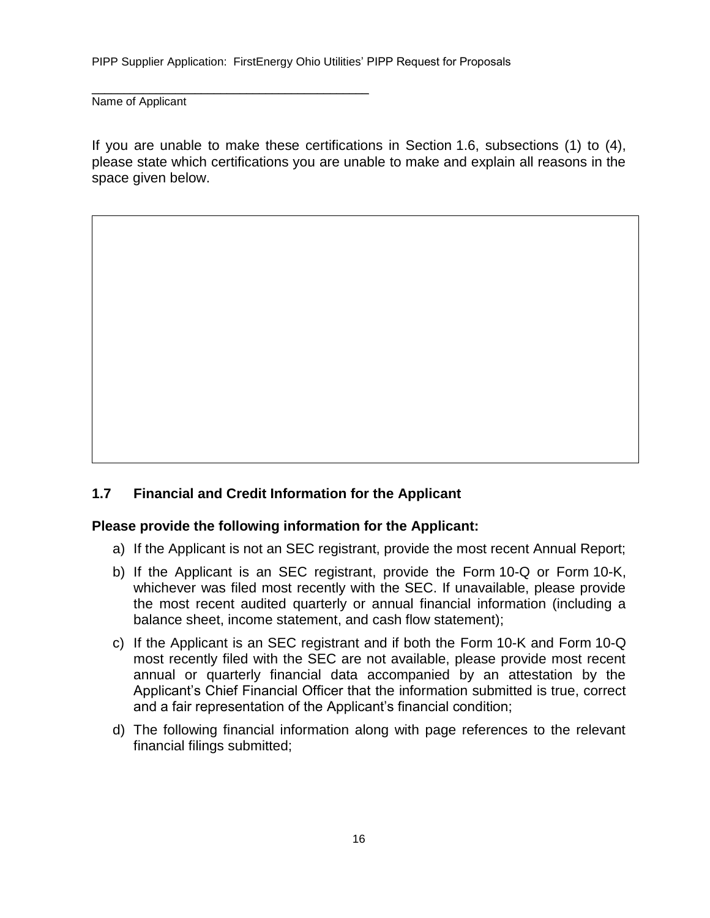\_\_\_\_\_\_\_\_\_\_\_\_\_\_\_\_\_\_\_\_\_\_\_\_\_\_\_\_\_\_\_\_\_\_\_\_\_\_\_\_

Name of Applicant

If you are unable to make these certifications in Section 1.6, subsections (1) to (4), please state which certifications you are unable to make and explain all reasons in the space given below.

| |
|---|
| |

### 1.7 Financial and Credit Information for the Applicant

**Please provide the following information for the Applicant:**

a) If the Applicant is not an SEC registrant, provide the most recent Annual Report;

b) If the Applicant is an SEC registrant, provide the Form 10-Q or Form 10-K, whichever was filed most recently with the SEC. If unavailable, please provide the most recent audited quarterly or annual financial information (including a balance sheet, income statement, and cash flow statement);

c) If the Applicant is an SEC registrant and if both the Form 10-K and Form 10-Q most recently filed with the SEC are not available, please provide most recent annual or quarterly financial data accompanied by an attestation by the Applicant's Chief Financial Officer that the information submitted is true, correct and a fair representation of the Applicant's financial condition;

d) The following financial information along with page references to the relevant financial filings submitted;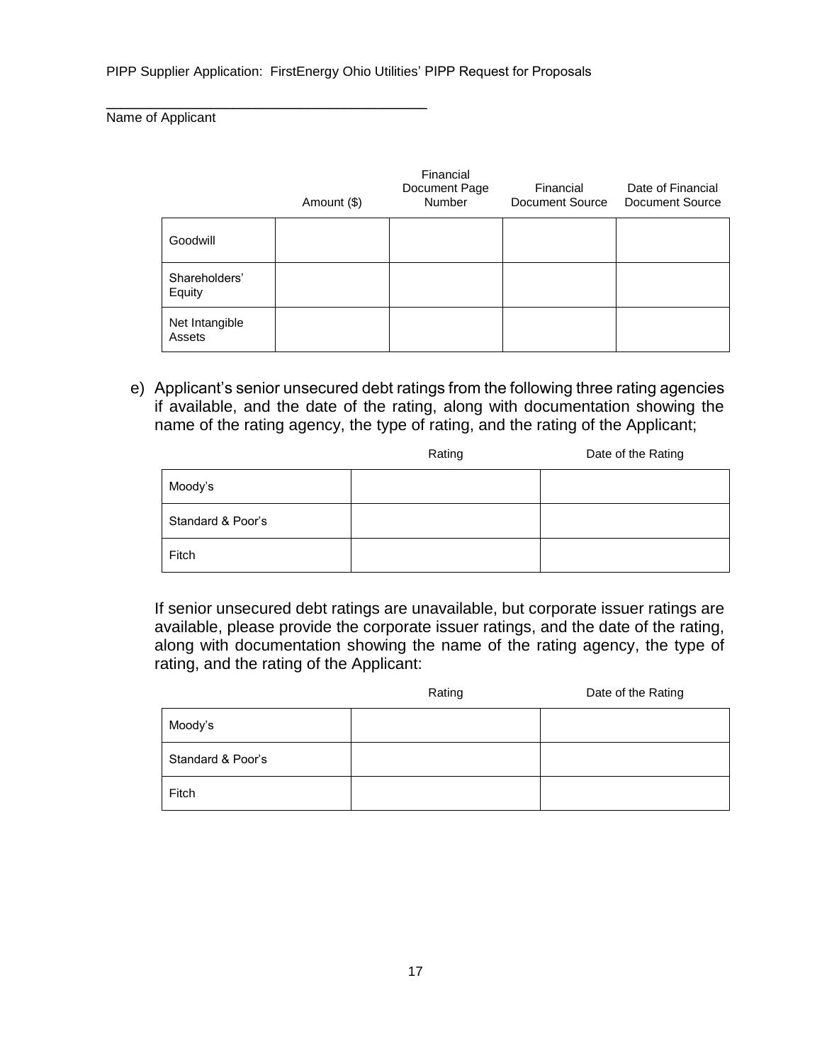\_\_\_\_\_\_\_\_\_\_\_\_\_\_\_\_\_\_\_\_\_\_\_\_\_\_\_\_\_\_\_\_\_\_\_\_\_\_\_\_
Name of Applicant

| | Amount ($) | Financial Document Page Number | Financial Document Source | Date of Financial Document Source |
|---|---|---|---|---|
| Goodwill | | | | |
| Shareholders' Equity | | | | |
| Net Intangible Assets | | | | |

e) Applicant's senior unsecured debt ratings from the following three rating agencies if available, and the date of the rating, along with documentation showing the name of the rating agency, the type of rating, and the rating of the Applicant;

| | Rating | Date of the Rating |
|---|---|---|
| Moody's | | |
| Standard & Poor's | | |
| Fitch | | |

If senior unsecured debt ratings are unavailable, but corporate issuer ratings are available, please provide the corporate issuer ratings, and the date of the rating, along with documentation showing the name of the rating agency, the type of rating, and the rating of the Applicant:

| | Rating | Date of the Rating |
|---|---|---|
| Moody's | | |
| Standard & Poor's | | |
| Fitch | | |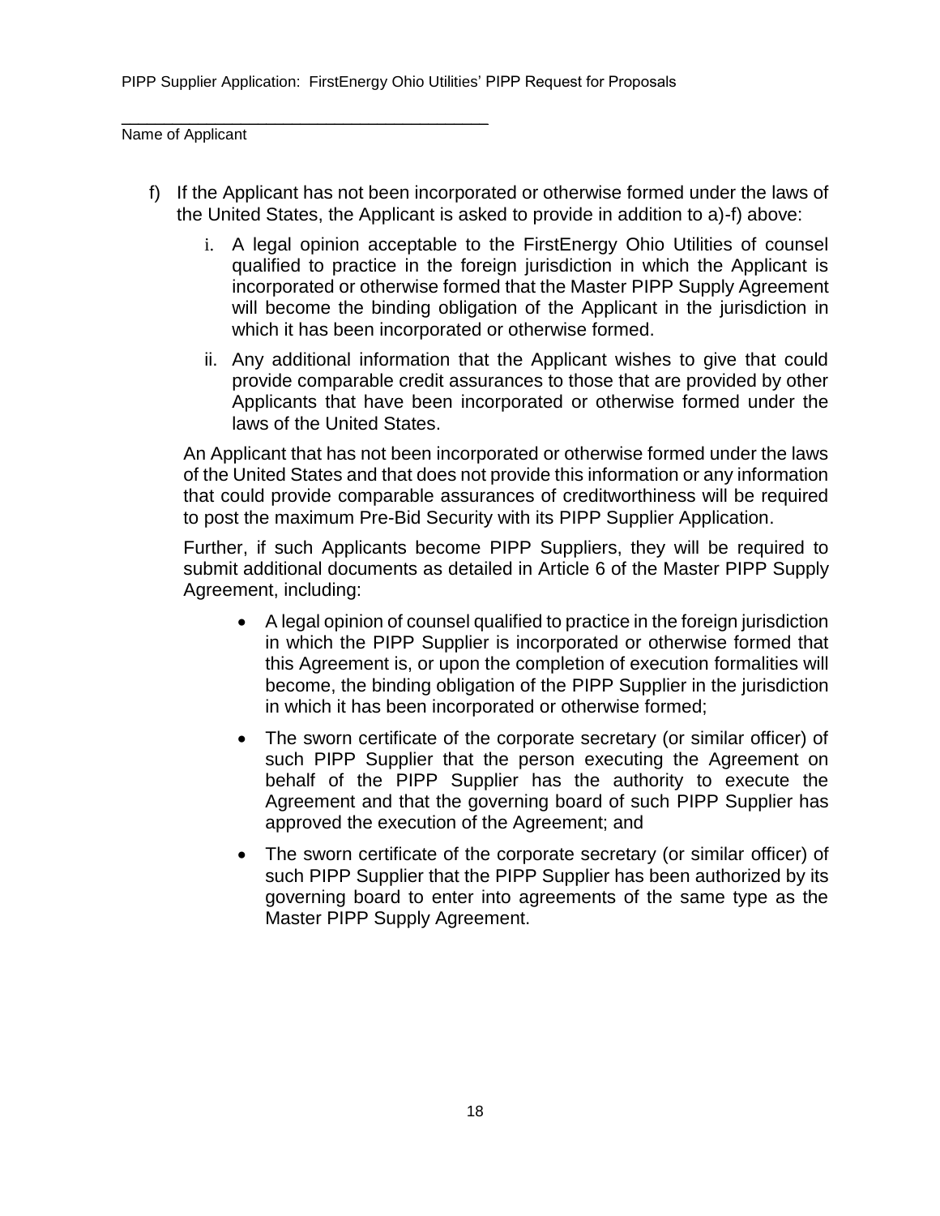\_\_\_\_\_\_\_\_\_\_\_\_\_\_\_\_\_\_\_\_\_\_\_\_\_\_\_\_\_\_\_\_\_\_\_\_\_\_\_\_

Name of Applicant

f) If the Applicant has not been incorporated or otherwise formed under the laws of the United States, the Applicant is asked to provide in addition to a)-f) above:

   i. A legal opinion acceptable to the FirstEnergy Ohio Utilities of counsel qualified to practice in the foreign jurisdiction in which the Applicant is incorporated or otherwise formed that the Master PIPP Supply Agreement will become the binding obligation of the Applicant in the jurisdiction in which it has been incorporated or otherwise formed.

   ii. Any additional information that the Applicant wishes to give that could provide comparable credit assurances to those that are provided by other Applicants that have been incorporated or otherwise formed under the laws of the United States.

   An Applicant that has not been incorporated or otherwise formed under the laws of the United States and that does not provide this information or any information that could provide comparable assurances of creditworthiness will be required to post the maximum Pre-Bid Security with its PIPP Supplier Application.

   Further, if such Applicants become PIPP Suppliers, they will be required to submit additional documents as detailed in Article 6 of the Master PIPP Supply Agreement, including:

   - A legal opinion of counsel qualified to practice in the foreign jurisdiction in which the PIPP Supplier is incorporated or otherwise formed that this Agreement is, or upon the completion of execution formalities will become, the binding obligation of the PIPP Supplier in the jurisdiction in which it has been incorporated or otherwise formed;
   - The sworn certificate of the corporate secretary (or similar officer) of such PIPP Supplier that the person executing the Agreement on behalf of the PIPP Supplier has the authority to execute the Agreement and that the governing board of such PIPP Supplier has approved the execution of the Agreement; and
   - The sworn certificate of the corporate secretary (or similar officer) of such PIPP Supplier that the PIPP Supplier has been authorized by its governing board to enter into agreements of the same type as the Master PIPP Supply Agreement.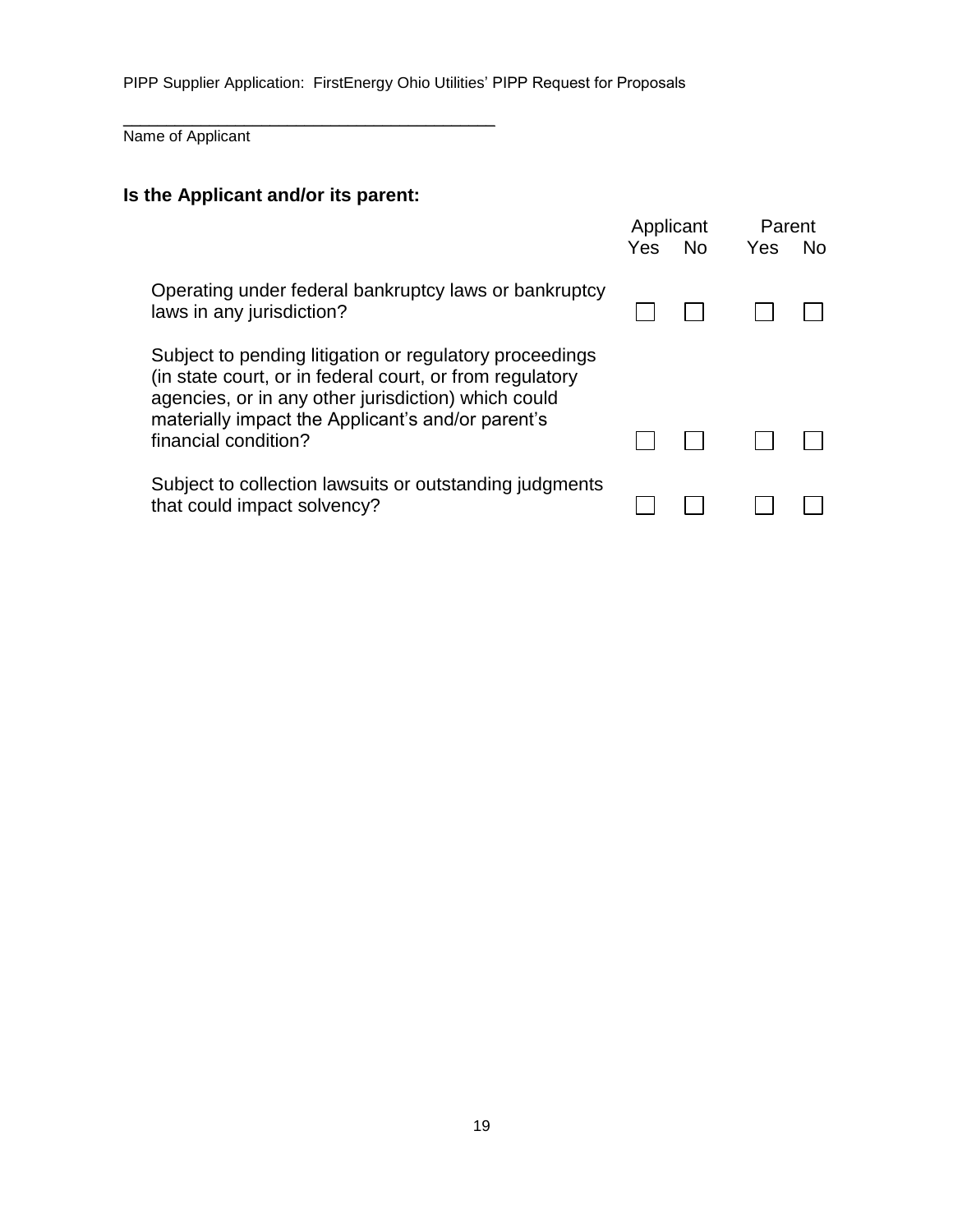_______________________________________
Name of Applicant

**Is the Applicant and/or its parent:**

| | Applicant | | Parent | |
|---|---|---|---|---|
| | Yes | No | Yes | No |
| Operating under federal bankruptcy laws or bankruptcy laws in any jurisdiction? | ☐ | ☐ | ☐ | ☐ |
| Subject to pending litigation or regulatory proceedings (in state court, or in federal court, or from regulatory agencies, or in any other jurisdiction) which could materially impact the Applicant's and/or parent's financial condition? | ☐ | ☐ | ☐ | ☐ |
| Subject to collection lawsuits or outstanding judgments that could impact solvency? | ☐ | ☐ | ☐ | ☐ |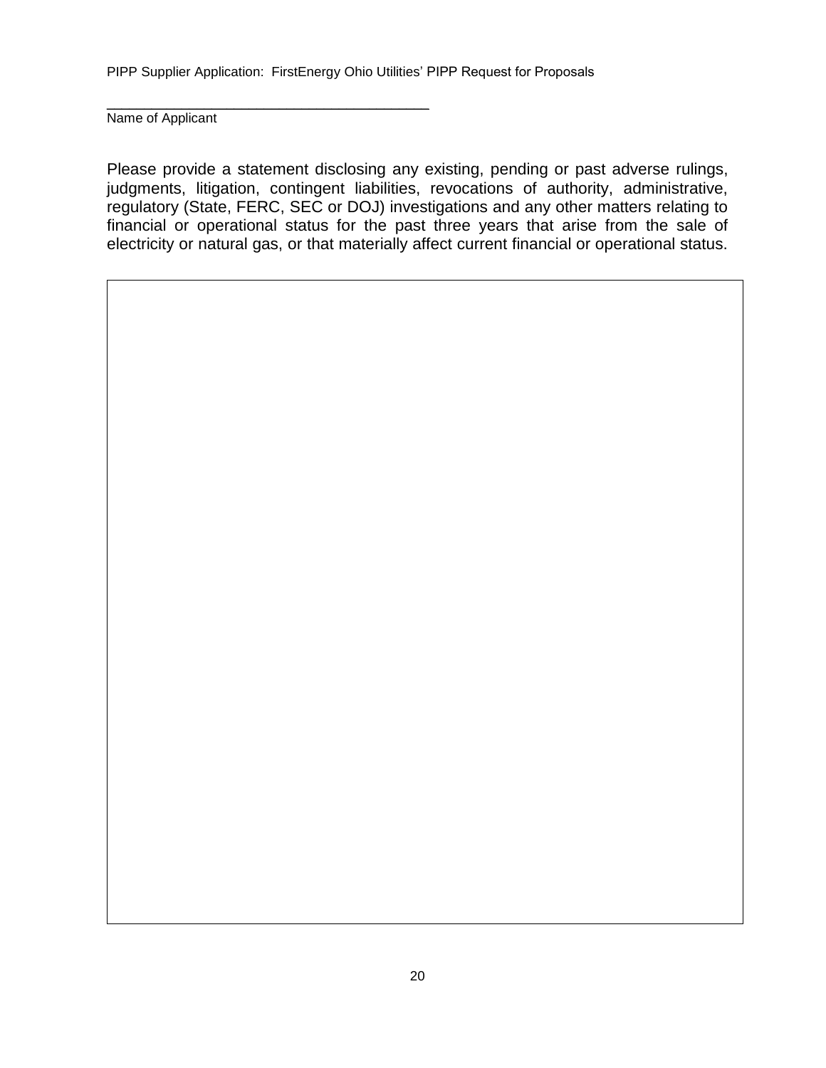\_\_\_\_\_\_\_\_\_\_\_\_\_\_\_\_\_\_\_\_\_\_\_\_\_\_\_\_\_\_\_\_\_\_\_\_\_\_\_\_

Name of Applicant

Please provide a statement disclosing any existing, pending or past adverse rulings, judgments, litigation, contingent liabilities, revocations of authority, administrative, regulatory (State, FERC, SEC or DOJ) investigations and any other matters relating to financial or operational status for the past three years that arise from the sale of electricity or natural gas, or that materially affect current financial or operational status.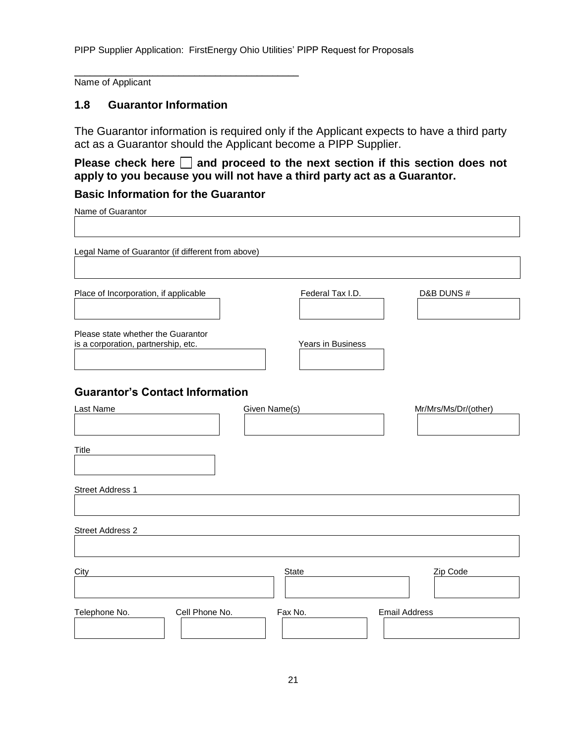\_\_\_\_\_\_\_\_\_\_\_\_\_\_\_\_\_\_\_\_\_\_\_\_\_\_\_\_\_\_\_\_\_\_\_\_\_\_\_\_

Name of Applicant

## 1.8 Guarantor Information

The Guarantor information is required only if the Applicant expects to have a third party act as a Guarantor should the Applicant become a PIPP Supplier.

**Please check here ☐ and proceed to the next section if this section does not apply to you because you will not have a third party act as a Guarantor.**

### Basic Information for the Guarantor

Name of Guarantor

Legal Name of Guarantor (if different from above)

| Place of Incorporation, if applicable | Federal Tax I.D. | D&B DUNS # |
|---|---|---|
| | | |

| Please state whether the Guarantor is a corporation, partnership, etc. | Years in Business |
|---|---|
| | |

### Guarantor's Contact Information

| Last Name | Given Name(s) | Mr/Mrs/Ms/Dr/(other) |
|---|---|---|
| | | |

Title

Street Address 1

Street Address 2

| City | State | Zip Code |
|---|---|---|
| | | |

| Telephone No. | Cell Phone No. | Fax No. | Email Address |
|---|---|---|---|
| | | | |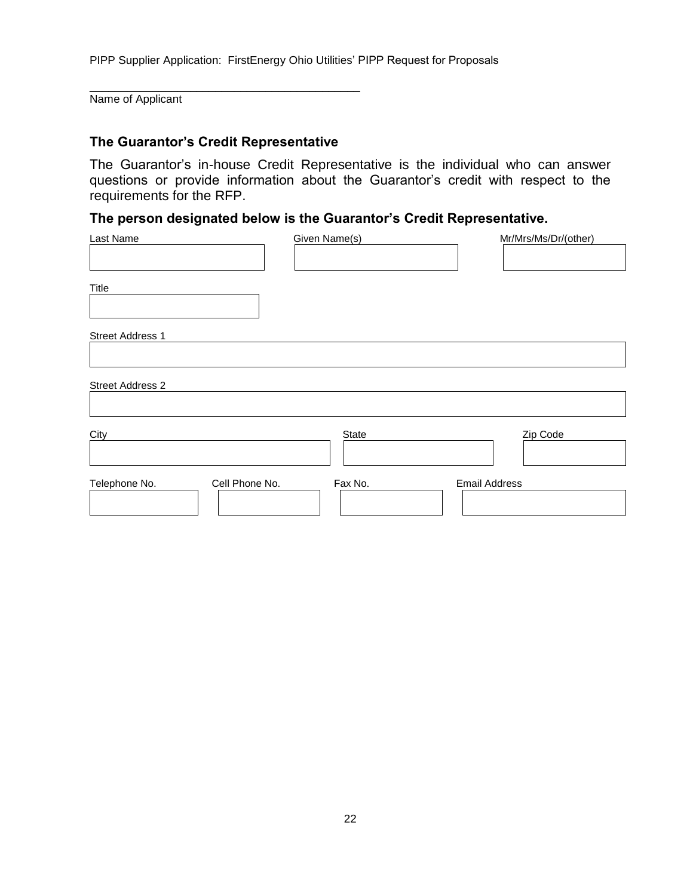\_\_\_\_\_\_\_\_\_\_\_\_\_\_\_\_\_\_\_\_\_\_\_\_\_\_\_\_\_\_\_\_\_\_\_\_\_\_\_\_

Name of Applicant

### The Guarantor's Credit Representative

The Guarantor's in-house Credit Representative is the individual who can answer questions or provide information about the Guarantor's credit with respect to the requirements for the RFP.

**The person designated below is the Guarantor's Credit Representative.**

| Last Name | Given Name(s) | Mr/Mrs/Ms/Dr/(other) |
| --- | --- | --- |
| | | |

| Title |
| --- |
| |

| Street Address 1 |
| --- |
| |

| Street Address 2 |
| --- |
| |

| City | State | Zip Code |
| --- | --- | --- |
| | | |

| Telephone No. | Cell Phone No. | Fax No. | Email Address |
| --- | --- | --- | --- |
| | | | |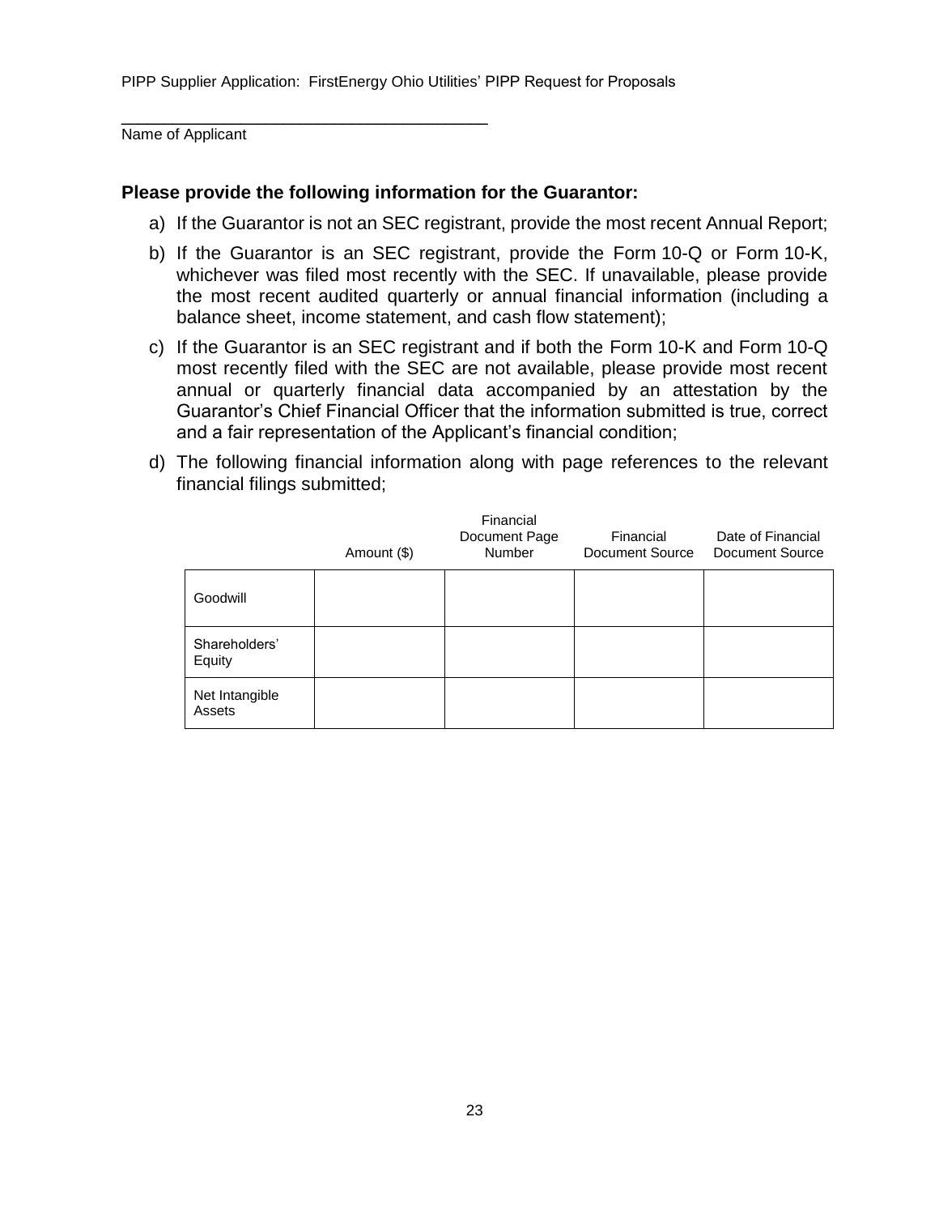\_\_\_\_\_\_\_\_\_\_\_\_\_\_\_\_\_\_\_\_\_\_\_\_\_\_\_\_\_\_\_\_\_\_\_\_\_\_\_\_

Name of Applicant

**Please provide the following information for the Guarantor:**

a) If the Guarantor is not an SEC registrant, provide the most recent Annual Report;

b) If the Guarantor is an SEC registrant, provide the Form 10-Q or Form 10-K, whichever was filed most recently with the SEC. If unavailable, please provide the most recent audited quarterly or annual financial information (including a balance sheet, income statement, and cash flow statement);

c) If the Guarantor is an SEC registrant and if both the Form 10-K and Form 10-Q most recently filed with the SEC are not available, please provide most recent annual or quarterly financial data accompanied by an attestation by the Guarantor's Chief Financial Officer that the information submitted is true, correct and a fair representation of the Applicant's financial condition;

d) The following financial information along with page references to the relevant financial filings submitted;

| | Amount ($) | Financial Document Page Number | Financial Document Source | Date of Financial Document Source |
|---|---|---|---|---|
| Goodwill | | | | |
| Shareholders' Equity | | | | |
| Net Intangible Assets | | | | |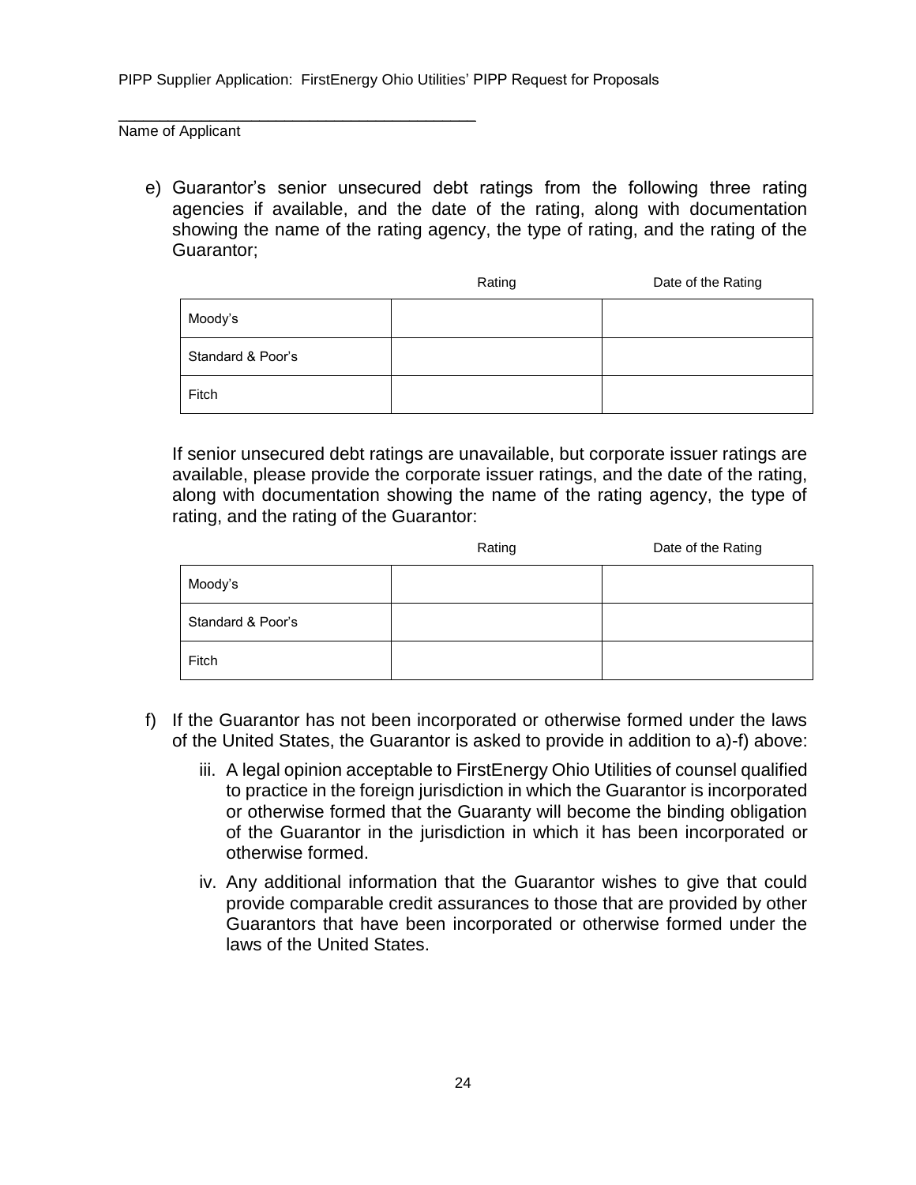\_\_\_\_\_\_\_\_\_\_\_\_\_\_\_\_\_\_\_\_\_\_\_\_\_\_\_\_\_\_\_\_\_\_\_\_\_\_\_\_
Name of Applicant

e) Guarantor's senior unsecured debt ratings from the following three rating agencies if available, and the date of the rating, along with documentation showing the name of the rating agency, the type of rating, and the rating of the Guarantor;

| | Rating | Date of the Rating |
|---|---|---|
| Moody's | | |
| Standard & Poor's | | |
| Fitch | | |

If senior unsecured debt ratings are unavailable, but corporate issuer ratings are available, please provide the corporate issuer ratings, and the date of the rating, along with documentation showing the name of the rating agency, the type of rating, and the rating of the Guarantor:

| | Rating | Date of the Rating |
|---|---|---|
| Moody's | | |
| Standard & Poor's | | |
| Fitch | | |

f) If the Guarantor has not been incorporated or otherwise formed under the laws of the United States, the Guarantor is asked to provide in addition to a)-f) above:

   iii. A legal opinion acceptable to FirstEnergy Ohio Utilities of counsel qualified to practice in the foreign jurisdiction in which the Guarantor is incorporated or otherwise formed that the Guaranty will become the binding obligation of the Guarantor in the jurisdiction in which it has been incorporated or otherwise formed.

   iv. Any additional information that the Guarantor wishes to give that could provide comparable credit assurances to those that are provided by other Guarantors that have been incorporated or otherwise formed under the laws of the United States.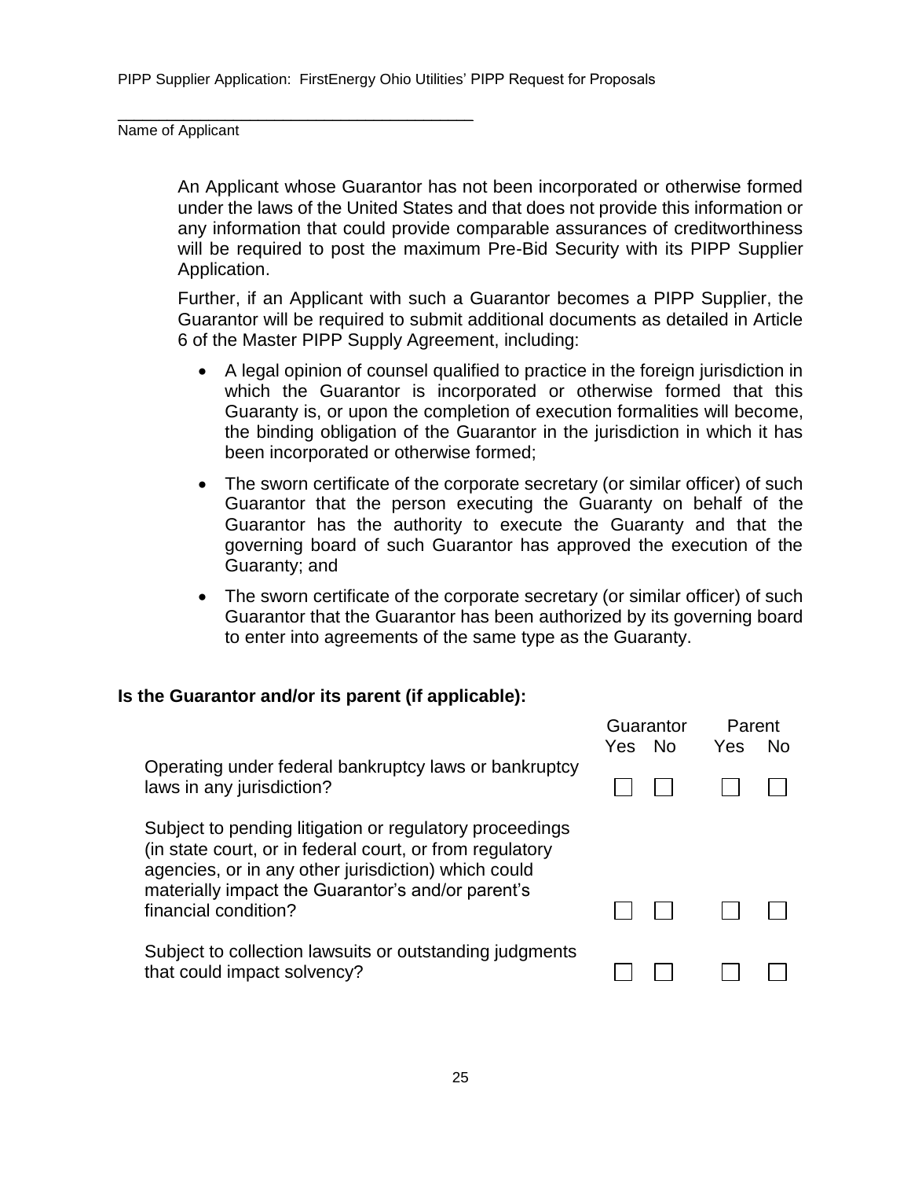\_\_\_\_\_\_\_\_\_\_\_\_\_\_\_\_\_\_\_\_\_\_\_\_\_\_\_\_\_\_\_\_\_\_\_\_\_\_\_\_

Name of Applicant

An Applicant whose Guarantor has not been incorporated or otherwise formed under the laws of the United States and that does not provide this information or any information that could provide comparable assurances of creditworthiness will be required to post the maximum Pre-Bid Security with its PIPP Supplier Application.

Further, if an Applicant with such a Guarantor becomes a PIPP Supplier, the Guarantor will be required to submit additional documents as detailed in Article 6 of the Master PIPP Supply Agreement, including:

- A legal opinion of counsel qualified to practice in the foreign jurisdiction in which the Guarantor is incorporated or otherwise formed that this Guaranty is, or upon the completion of execution formalities will become, the binding obligation of the Guarantor in the jurisdiction in which it has been incorporated or otherwise formed;
- The sworn certificate of the corporate secretary (or similar officer) of such Guarantor that the person executing the Guaranty on behalf of the Guarantor has the authority to execute the Guaranty and that the governing board of such Guarantor has approved the execution of the Guaranty; and
- The sworn certificate of the corporate secretary (or similar officer) of such Guarantor that the Guarantor has been authorized by its governing board to enter into agreements of the same type as the Guaranty.

**Is the Guarantor and/or its parent (if applicable):**

| | Guarantor | | Parent | |
|---|---|---|---|---|
| | Yes | No | Yes | No |
| Operating under federal bankruptcy laws or bankruptcy laws in any jurisdiction? | ☐ | ☐ | ☐ | ☐ |
| Subject to pending litigation or regulatory proceedings (in state court, or in federal court, or from regulatory agencies, or in any other jurisdiction) which could materially impact the Guarantor's and/or parent's financial condition? | ☐ | ☐ | ☐ | ☐ |
| Subject to collection lawsuits or outstanding judgments that could impact solvency? | ☐ | ☐ | ☐ | ☐ |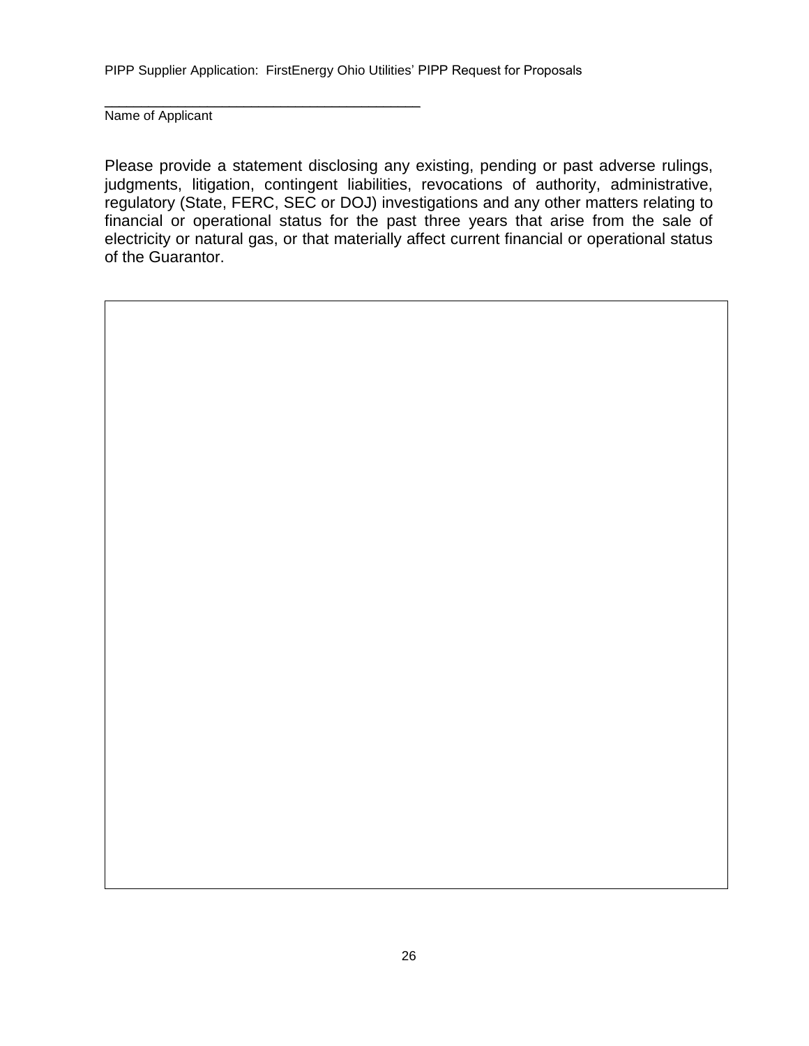\_\_\_\_\_\_\_\_\_\_\_\_\_\_\_\_\_\_\_\_\_\_\_\_\_\_\_\_\_\_\_\_\_\_\_\_\_\_\_\_

Name of Applicant

Please provide a statement disclosing any existing, pending or past adverse rulings, judgments, litigation, contingent liabilities, revocations of authority, administrative, regulatory (State, FERC, SEC or DOJ) investigations and any other matters relating to financial or operational status for the past three years that arise from the sale of electricity or natural gas, or that materially affect current financial or operational status of the Guarantor.

| |
|---|
| |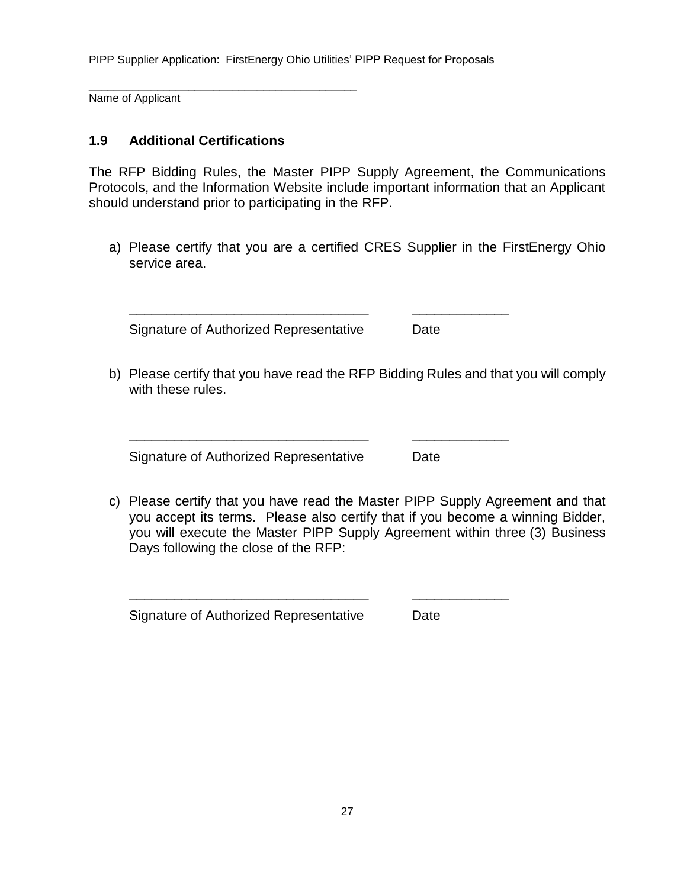\_\_\_\_\_\_\_\_\_\_\_\_\_\_\_\_\_\_\_\_\_\_\_\_\_\_\_\_\_\_\_\_\_\_\_\_\_\_\_\_

Name of Applicant

## 1.9 Additional Certifications

The RFP Bidding Rules, the Master PIPP Supply Agreement, the Communications Protocols, and the Information Website include important information that an Applicant should understand prior to participating in the RFP.

a) Please certify that you are a certified CRES Supplier in the FirstEnergy Ohio service area.

\_\_\_\_\_\_\_\_\_\_\_\_\_\_\_\_\_\_\_\_\_\_\_\_\_\_\_\_\_\_\_\_ \_\_\_\_\_\_\_\_\_\_\_\_\_

Signature of Authorized Representative Date

b) Please certify that you have read the RFP Bidding Rules and that you will comply with these rules.

\_\_\_\_\_\_\_\_\_\_\_\_\_\_\_\_\_\_\_\_\_\_\_\_\_\_\_\_\_\_\_\_ \_\_\_\_\_\_\_\_\_\_\_\_\_

Signature of Authorized Representative Date

c) Please certify that you have read the Master PIPP Supply Agreement and that you accept its terms. Please also certify that if you become a winning Bidder, you will execute the Master PIPP Supply Agreement within three (3) Business Days following the close of the RFP:

\_\_\_\_\_\_\_\_\_\_\_\_\_\_\_\_\_\_\_\_\_\_\_\_\_\_\_\_\_\_\_\_ \_\_\_\_\_\_\_\_\_\_\_\_\_

Signature of Authorized Representative Date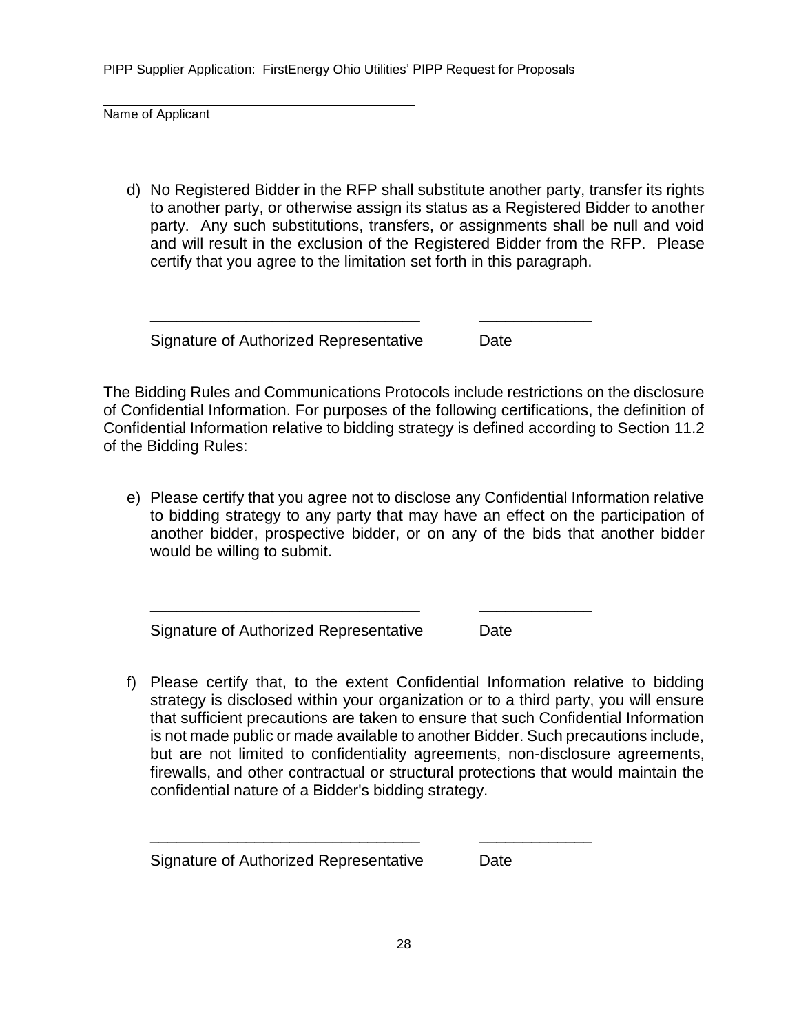\_\_\_\_\_\_\_\_\_\_\_\_\_\_\_\_\_\_\_\_\_\_\_\_\_\_\_\_\_\_\_\_\_\_\_\_\_\_\_
Name of Applicant

d) No Registered Bidder in the RFP shall substitute another party, transfer its rights to another party, or otherwise assign its status as a Registered Bidder to another party. Any such substitutions, transfers, or assignments shall be null and void and will result in the exclusion of the Registered Bidder from the RFP. Please certify that you agree to the limitation set forth in this paragraph.

\_\_\_\_\_\_\_\_\_\_\_\_\_\_\_\_\_\_\_\_\_\_\_\_\_\_\_\_\_\_\_\_ \_\_\_\_\_\_\_\_\_\_\_\_\_

Signature of Authorized Representative Date

The Bidding Rules and Communications Protocols include restrictions on the disclosure of Confidential Information. For purposes of the following certifications, the definition of Confidential Information relative to bidding strategy is defined according to Section 11.2 of the Bidding Rules:

e) Please certify that you agree not to disclose any Confidential Information relative to bidding strategy to any party that may have an effect on the participation of another bidder, prospective bidder, or on any of the bids that another bidder would be willing to submit.

\_\_\_\_\_\_\_\_\_\_\_\_\_\_\_\_\_\_\_\_\_\_\_\_\_\_\_\_\_\_\_\_ \_\_\_\_\_\_\_\_\_\_\_\_\_

Signature of Authorized Representative Date

f) Please certify that, to the extent Confidential Information relative to bidding strategy is disclosed within your organization or to a third party, you will ensure that sufficient precautions are taken to ensure that such Confidential Information is not made public or made available to another Bidder. Such precautions include, but are not limited to confidentiality agreements, non-disclosure agreements, firewalls, and other contractual or structural protections that would maintain the confidential nature of a Bidder's bidding strategy.

\_\_\_\_\_\_\_\_\_\_\_\_\_\_\_\_\_\_\_\_\_\_\_\_\_\_\_\_\_\_\_\_ \_\_\_\_\_\_\_\_\_\_\_\_\_

Signature of Authorized Representative Date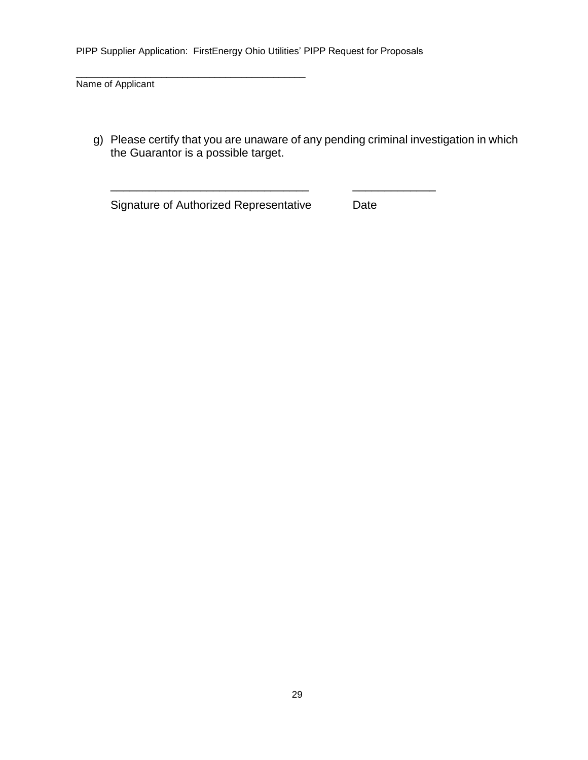\_\_\_\_\_\_\_\_\_\_\_\_\_\_\_\_\_\_\_\_\_\_\_\_\_\_\_\_\_\_\_\_\_\_\_\_\_\_\_\_

Name of Applicant

g) Please certify that you are unaware of any pending criminal investigation in which the Guarantor is a possible target.

\_\_\_\_\_\_\_\_\_\_\_\_\_\_\_\_\_\_\_\_\_\_\_\_\_\_\_\_\_\_\_\_ \_\_\_\_\_\_\_\_\_\_\_\_\_\_

Signature of Authorized Representative Date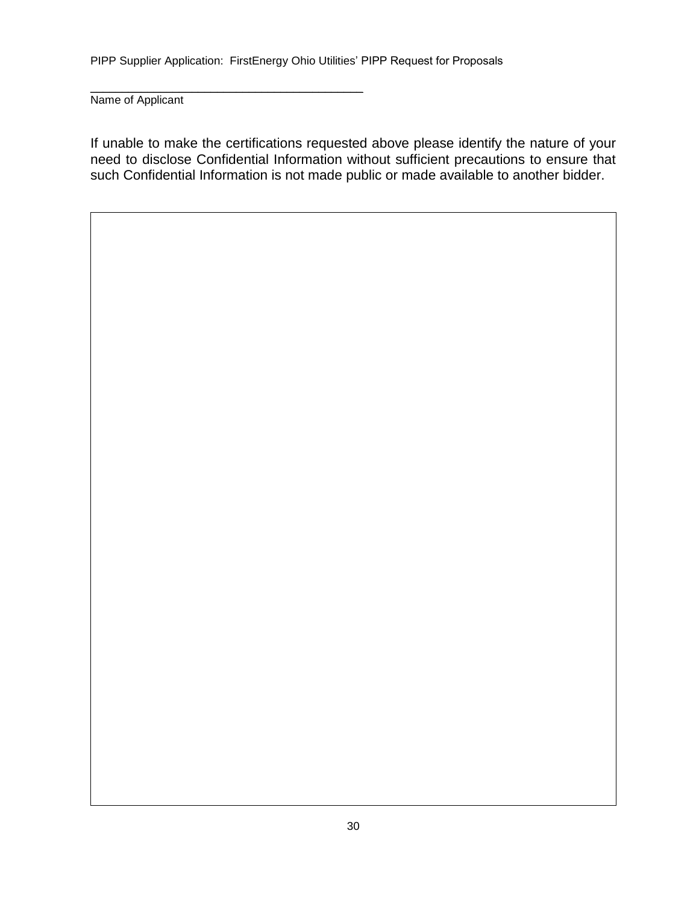\_\_\_\_\_\_\_\_\_\_\_\_\_\_\_\_\_\_\_\_\_\_\_\_\_\_\_\_\_\_\_\_\_\_\_\_\_\_\_\_

Name of Applicant

If unable to make the certifications requested above please identify the nature of your need to disclose Confidential Information without sufficient precautions to ensure that such Confidential Information is not made public or made available to another bidder.

| |
|---|
| |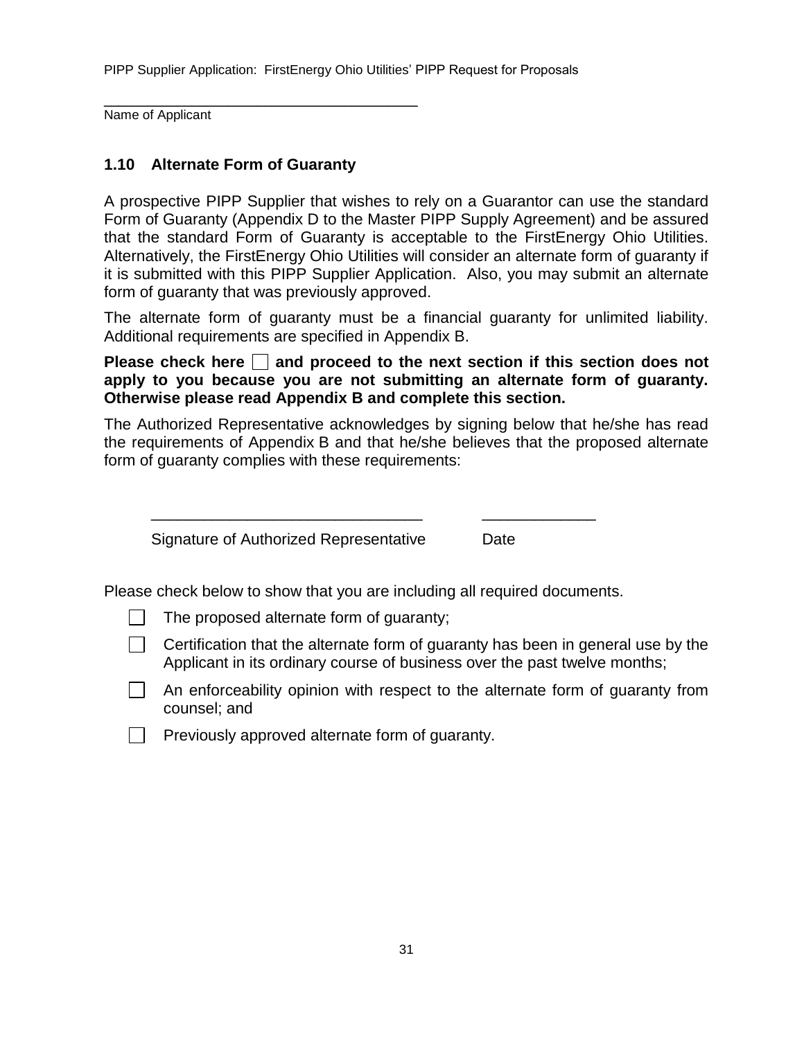\_\_\_\_\_\_\_\_\_\_\_\_\_\_\_\_\_\_\_\_\_\_\_\_\_\_\_\_\_\_\_\_\_\_\_\_\_\_\_\_
Name of Applicant

### 1.10 Alternate Form of Guaranty

A prospective PIPP Supplier that wishes to rely on a Guarantor can use the standard Form of Guaranty (Appendix D to the Master PIPP Supply Agreement) and be assured that the standard Form of Guaranty is acceptable to the FirstEnergy Ohio Utilities. Alternatively, the FirstEnergy Ohio Utilities will consider an alternate form of guaranty if it is submitted with this PIPP Supplier Application. Also, you may submit an alternate form of guaranty that was previously approved.

The alternate form of guaranty must be a financial guaranty for unlimited liability. Additional requirements are specified in Appendix B.

**Please check here ☐ and proceed to the next section if this section does not apply to you because you are not submitting an alternate form of guaranty. Otherwise please read Appendix B and complete this section.**

The Authorized Representative acknowledges by signing below that he/she has read the requirements of Appendix B and that he/she believes that the proposed alternate form of guaranty complies with these requirements:

\_\_\_\_\_\_\_\_\_\_\_\_\_\_\_\_\_\_\_\_\_\_\_\_\_\_\_\_\_\_\_\_ \_\_\_\_\_\_\_\_\_\_\_\_\_\_\_\_

Signature of Authorized Representative Date

Please check below to show that you are including all required documents.

☐ The proposed alternate form of guaranty;

☐ Certification that the alternate form of guaranty has been in general use by the Applicant in its ordinary course of business over the past twelve months;

☐ An enforceability opinion with respect to the alternate form of guaranty from counsel; and

☐ Previously approved alternate form of guaranty.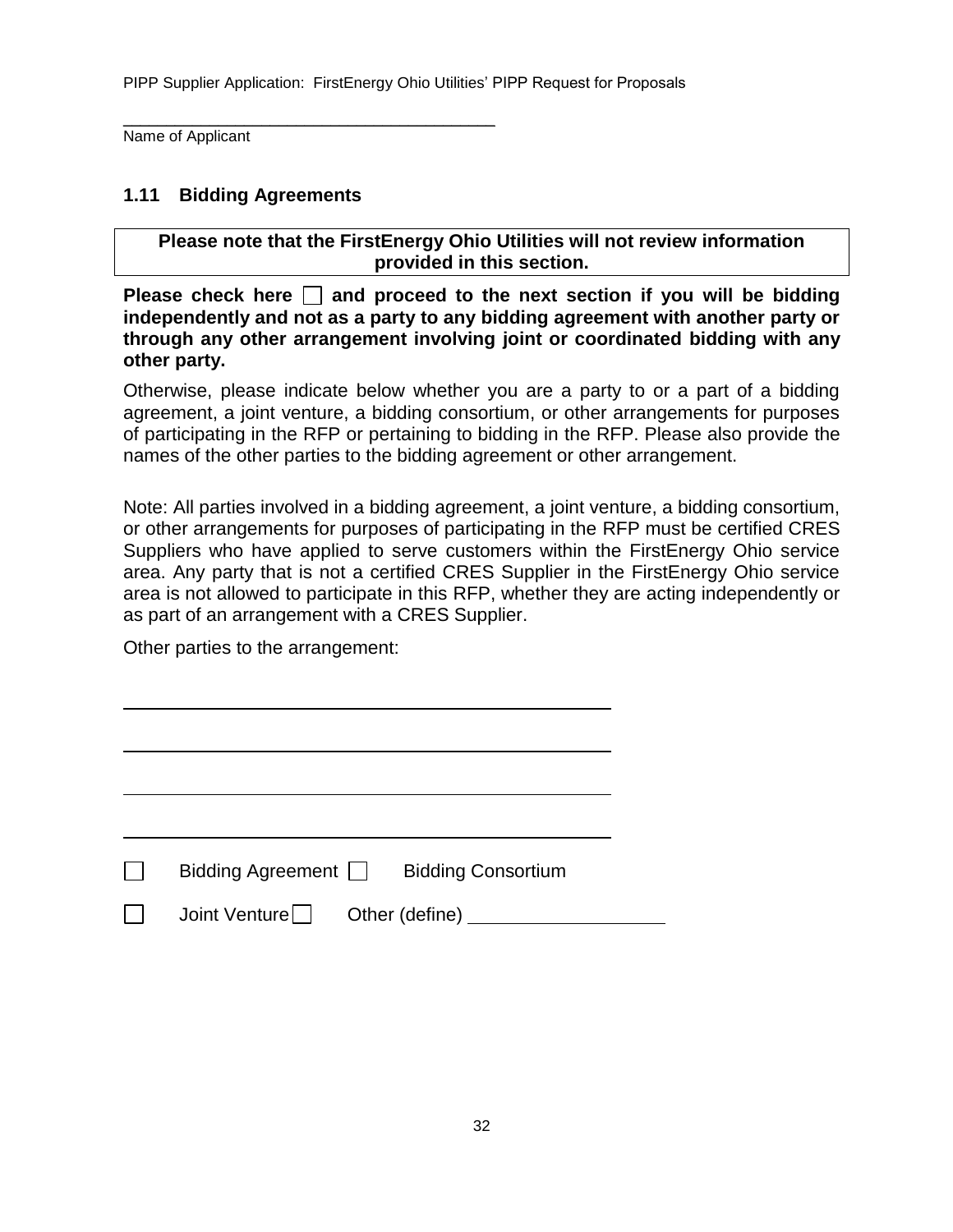\_\_\_\_\_\_\_\_\_\_\_\_\_\_\_\_\_\_\_\_\_\_\_\_\_\_\_\_\_\_\_\_\_\_\_\_\_\_\_\_

Name of Applicant

## 1.11 Bidding Agreements

**Please note that the FirstEnergy Ohio Utilities will not review information provided in this section.**

**Please check here ☐ and proceed to the next section if you will be bidding independently and not as a party to any bidding agreement with another party or through any other arrangement involving joint or coordinated bidding with any other party.**

Otherwise, please indicate below whether you are a party to or a part of a bidding agreement, a joint venture, a bidding consortium, or other arrangements for purposes of participating in the RFP or pertaining to bidding in the RFP. Please also provide the names of the other parties to the bidding agreement or other arrangement.

Note: All parties involved in a bidding agreement, a joint venture, a bidding consortium, or other arrangements for purposes of participating in the RFP must be certified CRES Suppliers who have applied to serve customers within the FirstEnergy Ohio service area. Any party that is not a certified CRES Supplier in the FirstEnergy Ohio service area is not allowed to participate in this RFP, whether they are acting independently or as part of an arrangement with a CRES Supplier.

Other parties to the arrangement:

\_\_\_\_\_\_\_\_\_\_\_\_\_\_\_\_\_\_\_\_\_\_\_\_\_\_\_\_\_\_\_\_\_\_\_\_\_\_\_\_

\_\_\_\_\_\_\_\_\_\_\_\_\_\_\_\_\_\_\_\_\_\_\_\_\_\_\_\_\_\_\_\_\_\_\_\_\_\_\_\_

\_\_\_\_\_\_\_\_\_\_\_\_\_\_\_\_\_\_\_\_\_\_\_\_\_\_\_\_\_\_\_\_\_\_\_\_\_\_\_\_

\_\_\_\_\_\_\_\_\_\_\_\_\_\_\_\_\_\_\_\_\_\_\_\_\_\_\_\_\_\_\_\_\_\_\_\_\_\_\_\_

☐ Bidding Agreement ☐ Bidding Consortium

☐ Joint Venture ☐ Other (define) \_\_\_\_\_\_\_\_\_\_\_\_\_\_\_\_\_\_\_\_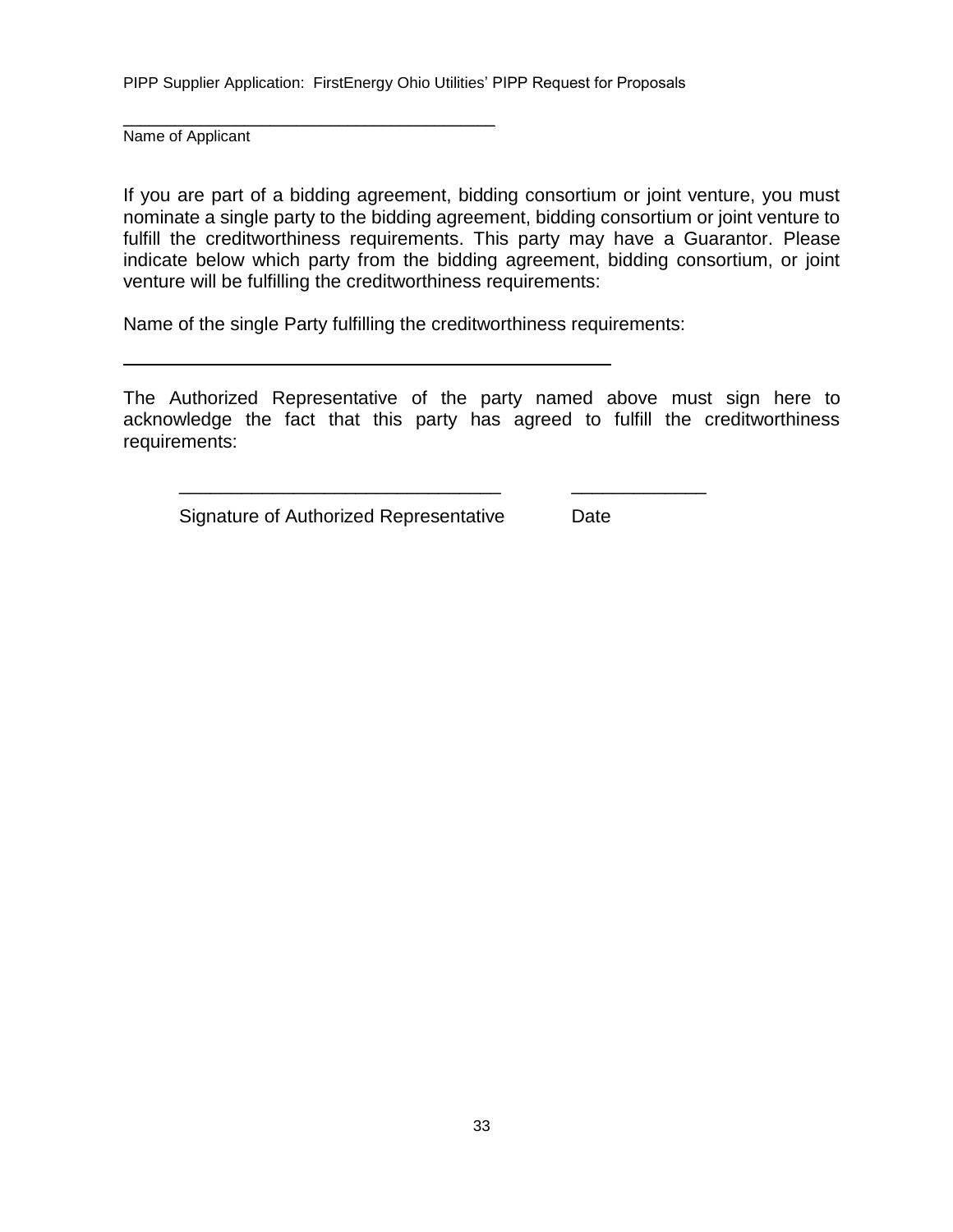\_\_\_\_\_\_\_\_\_\_\_\_\_\_\_\_\_\_\_\_\_\_\_\_\_\_\_\_\_\_\_\_\_\_\_\_\_\_\_\_

Name of Applicant

If you are part of a bidding agreement, bidding consortium or joint venture, you must nominate a single party to the bidding agreement, bidding consortium or joint venture to fulfill the creditworthiness requirements. This party may have a Guarantor. Please indicate below which party from the bidding agreement, bidding consortium, or joint venture will be fulfilling the creditworthiness requirements:

Name of the single Party fulfilling the creditworthiness requirements:

\_\_\_\_\_\_\_\_\_\_\_\_\_\_\_\_\_\_\_\_\_\_\_\_\_\_\_\_\_\_\_\_\_\_\_\_\_\_\_\_\_\_\_\_\_\_\_\_\_\_

The Authorized Representative of the party named above must sign here to acknowledge the fact that this party has agreed to fulfill the creditworthiness requirements:

\_\_\_\_\_\_\_\_\_\_\_\_\_\_\_\_\_\_\_\_\_\_\_\_\_\_\_\_\_\_\_\_\_\_\_\_ \_\_\_\_\_\_\_\_\_\_\_\_\_\_\_

Signature of Authorized Representative Date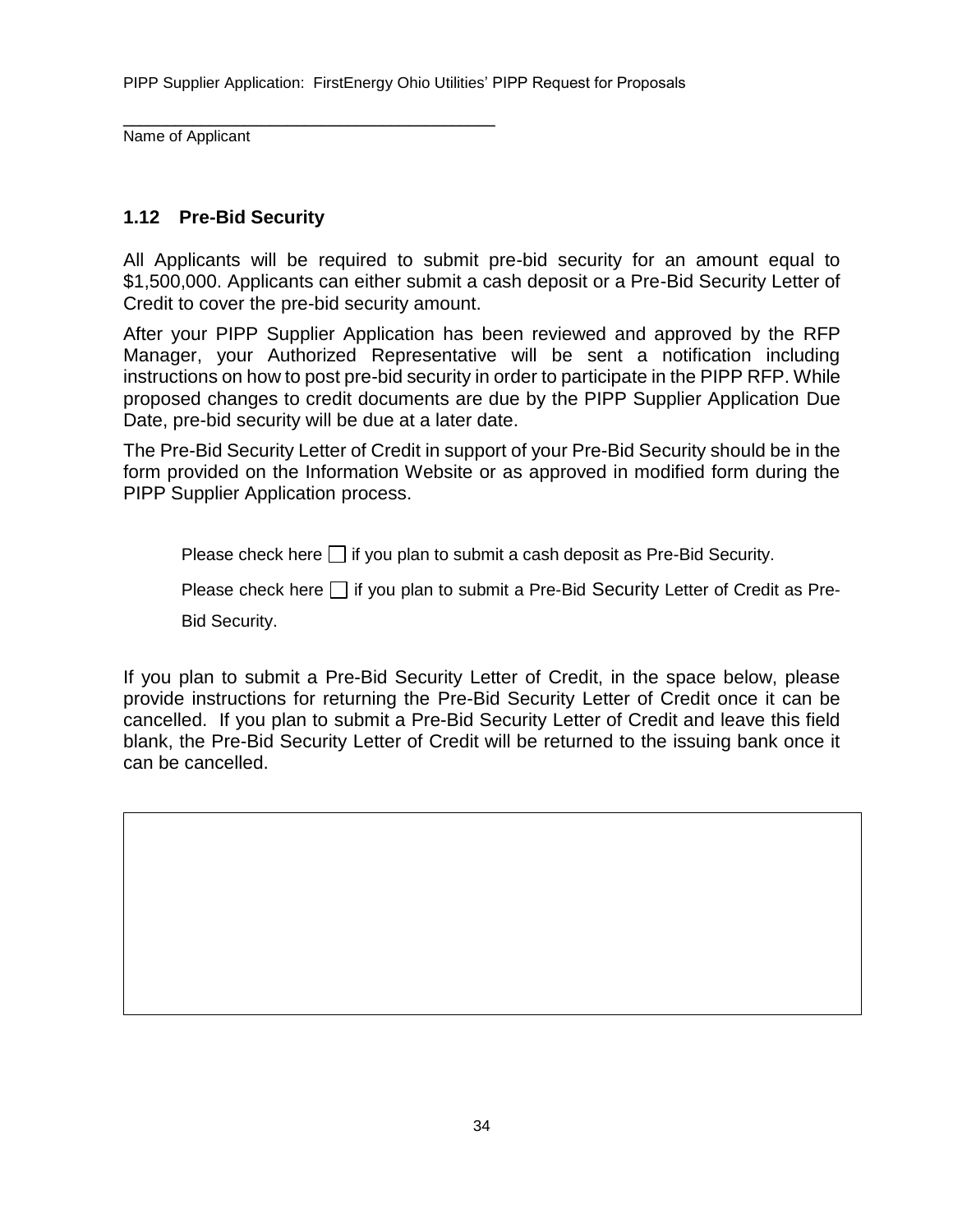\_\_\_\_\_\_\_\_\_\_\_\_\_\_\_\_\_\_\_\_\_\_\_\_\_\_\_\_\_\_\_\_\_\_\_\_\_\_\_\_

Name of Applicant

### 1.12 Pre-Bid Security

All Applicants will be required to submit pre-bid security for an amount equal to $1,500,000. Applicants can either submit a cash deposit or a Pre-Bid Security Letter of Credit to cover the pre-bid security amount.

After your PIPP Supplier Application has been reviewed and approved by the RFP Manager, your Authorized Representative will be sent a notification including instructions on how to post pre-bid security in order to participate in the PIPP RFP. While proposed changes to credit documents are due by the PIPP Supplier Application Due Date, pre-bid security will be due at a later date.

The Pre-Bid Security Letter of Credit in support of your Pre-Bid Security should be in the form provided on the Information Website or as approved in modified form during the PIPP Supplier Application process.

Please check here ☐ if you plan to submit a cash deposit as Pre-Bid Security.

Please check here ☐ if you plan to submit a Pre-Bid Security Letter of Credit as Pre-Bid Security.

If you plan to submit a Pre-Bid Security Letter of Credit, in the space below, please provide instructions for returning the Pre-Bid Security Letter of Credit once it can be cancelled. If you plan to submit a Pre-Bid Security Letter of Credit and leave this field blank, the Pre-Bid Security Letter of Credit will be returned to the issuing bank once it can be cancelled.

| |
|---|
| |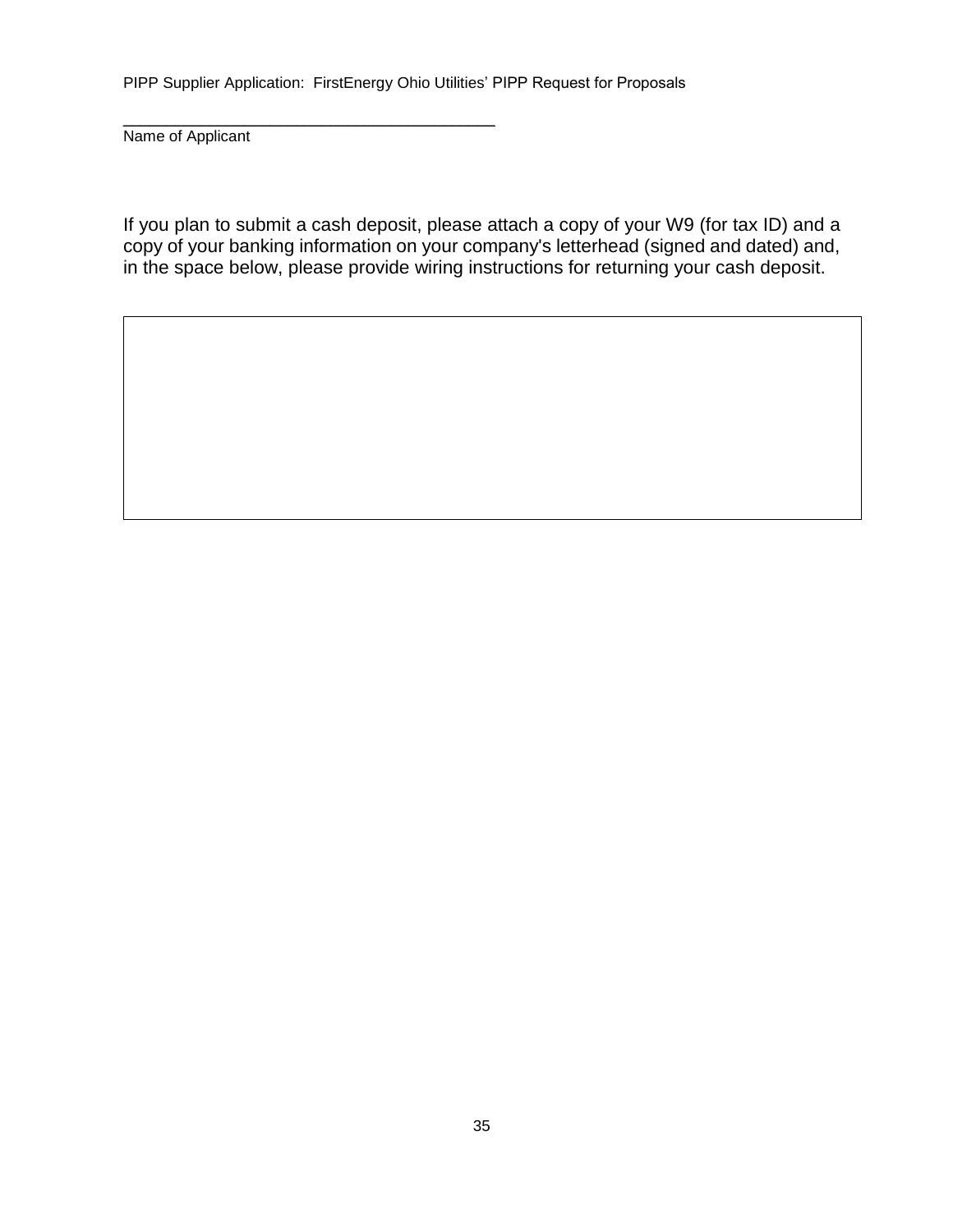______________________________________

Name of Applicant

If you plan to submit a cash deposit, please attach a copy of your W9 (for tax ID) and a copy of your banking information on your company's letterhead (signed and dated) and, in the space below, please provide wiring instructions for returning your cash deposit.

| |
|---|
| |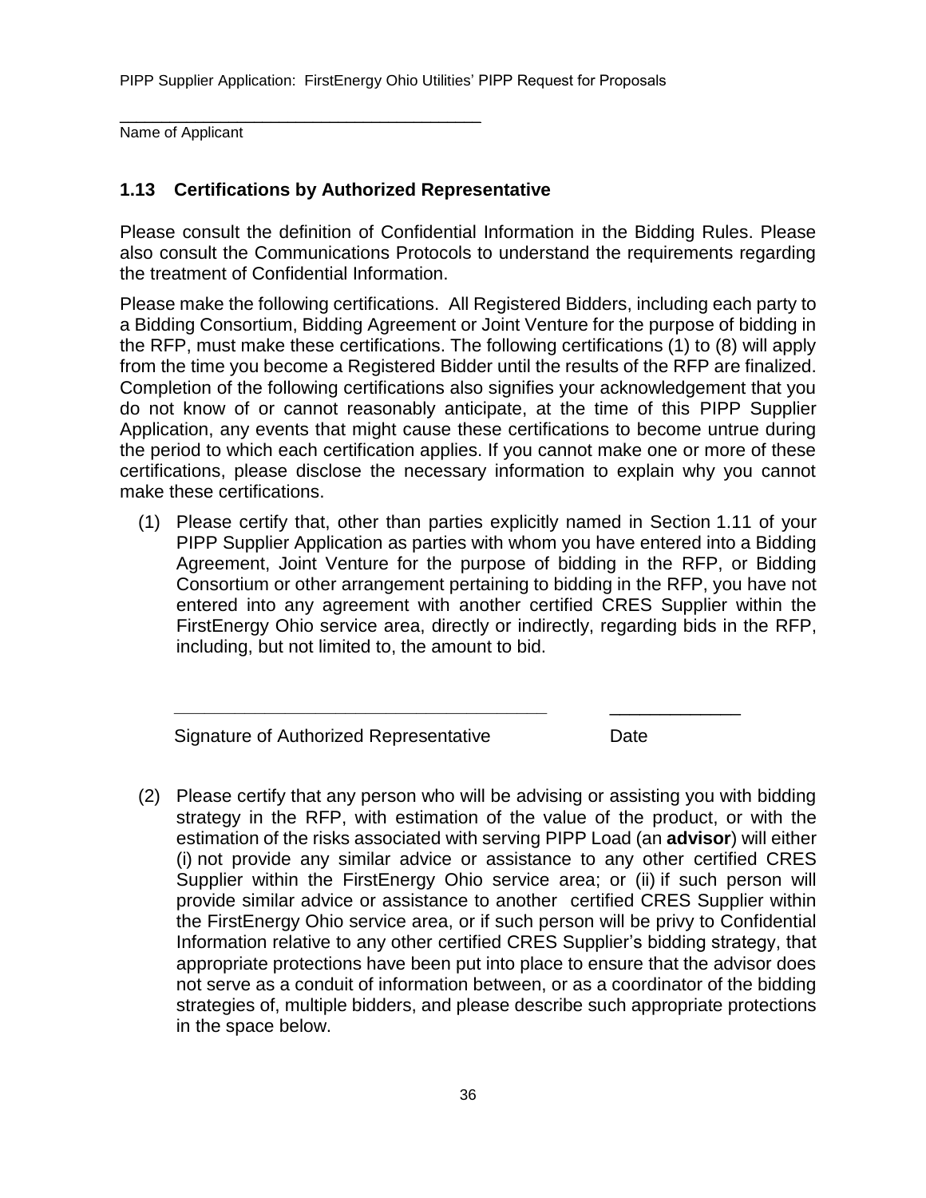\_\_\_\_\_\_\_\_\_\_\_\_\_\_\_\_\_\_\_\_\_\_\_\_\_\_\_\_\_\_\_\_\_\_\_\_\_\_
Name of Applicant

## 1.13 Certifications by Authorized Representative

Please consult the definition of Confidential Information in the Bidding Rules. Please also consult the Communications Protocols to understand the requirements regarding the treatment of Confidential Information.

Please make the following certifications. All Registered Bidders, including each party to a Bidding Consortium, Bidding Agreement or Joint Venture for the purpose of bidding in the RFP, must make these certifications. The following certifications (1) to (8) will apply from the time you become a Registered Bidder until the results of the RFP are finalized. Completion of the following certifications also signifies your acknowledgement that you do not know of or cannot reasonably anticipate, at the time of this PIPP Supplier Application, any events that might cause these certifications to become untrue during the period to which each certification applies. If you cannot make one or more of these certifications, please disclose the necessary information to explain why you cannot make these certifications.

(1) Please certify that, other than parties explicitly named in Section 1.11 of your PIPP Supplier Application as parties with whom you have entered into a Bidding Agreement, Joint Venture for the purpose of bidding in the RFP, or Bidding Consortium or other arrangement pertaining to bidding in the RFP, you have not entered into any agreement with another certified CRES Supplier within the FirstEnergy Ohio service area, directly or indirectly, regarding bids in the RFP, including, but not limited to, the amount to bid.

\_\_\_\_\_\_\_\_\_\_\_\_\_\_\_\_\_\_\_\_\_\_\_\_\_\_\_\_\_\_\_\_\_\_\_\_\_\_ \_\_\_\_\_\_\_\_\_\_\_\_\_\_

Signature of Authorized Representative Date

(2) Please certify that any person who will be advising or assisting you with bidding strategy in the RFP, with estimation of the value of the product, or with the estimation of the risks associated with serving PIPP Load (an **advisor**) will either (i) not provide any similar advice or assistance to any other certified CRES Supplier within the FirstEnergy Ohio service area; or (ii) if such person will provide similar advice or assistance to another certified CRES Supplier within the FirstEnergy Ohio service area, or if such person will be privy to Confidential Information relative to any other certified CRES Supplier's bidding strategy, that appropriate protections have been put into place to ensure that the advisor does not serve as a conduit of information between, or as a coordinator of the bidding strategies of, multiple bidders, and please describe such appropriate protections in the space below.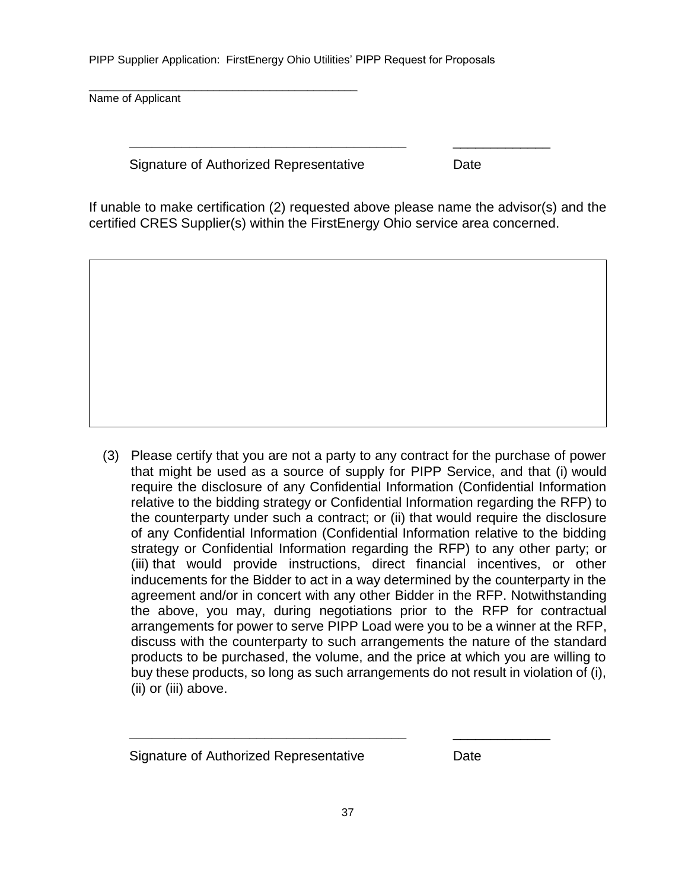\_\_\_\_\_\_\_\_\_\_\_\_\_\_\_\_\_\_\_\_\_\_\_\_\_\_\_\_\_\_\_\_\_\_\_\_\_\_

Name of Applicant

\_\_\_\_\_\_\_\_\_\_\_\_\_\_\_\_\_\_\_\_\_\_\_\_\_\_\_\_\_\_\_\_\_\_\_\_\_\_ \_\_\_\_\_\_\_\_\_\_\_\_\_

Signature of Authorized Representative Date

If unable to make certification (2) requested above please name the advisor(s) and the certified CRES Supplier(s) within the FirstEnergy Ohio service area concerned.

| |
|---|
| |

(3) Please certify that you are not a party to any contract for the purchase of power that might be used as a source of supply for PIPP Service, and that (i) would require the disclosure of any Confidential Information (Confidential Information relative to the bidding strategy or Confidential Information regarding the RFP) to the counterparty under such a contract; or (ii) that would require the disclosure of any Confidential Information (Confidential Information relative to the bidding strategy or Confidential Information regarding the RFP) to any other party; or (iii) that would provide instructions, direct financial incentives, or other inducements for the Bidder to act in a way determined by the counterparty in the agreement and/or in concert with any other Bidder in the RFP. Notwithstanding the above, you may, during negotiations prior to the RFP for contractual arrangements for power to serve PIPP Load were you to be a winner at the RFP, discuss with the counterparty to such arrangements the nature of the standard products to be purchased, the volume, and the price at which you are willing to buy these products, so long as such arrangements do not result in violation of (i), (ii) or (iii) above.

\_\_\_\_\_\_\_\_\_\_\_\_\_\_\_\_\_\_\_\_\_\_\_\_\_\_\_\_\_\_\_\_\_\_\_\_\_\_ \_\_\_\_\_\_\_\_\_\_\_\_\_

Signature of Authorized Representative Date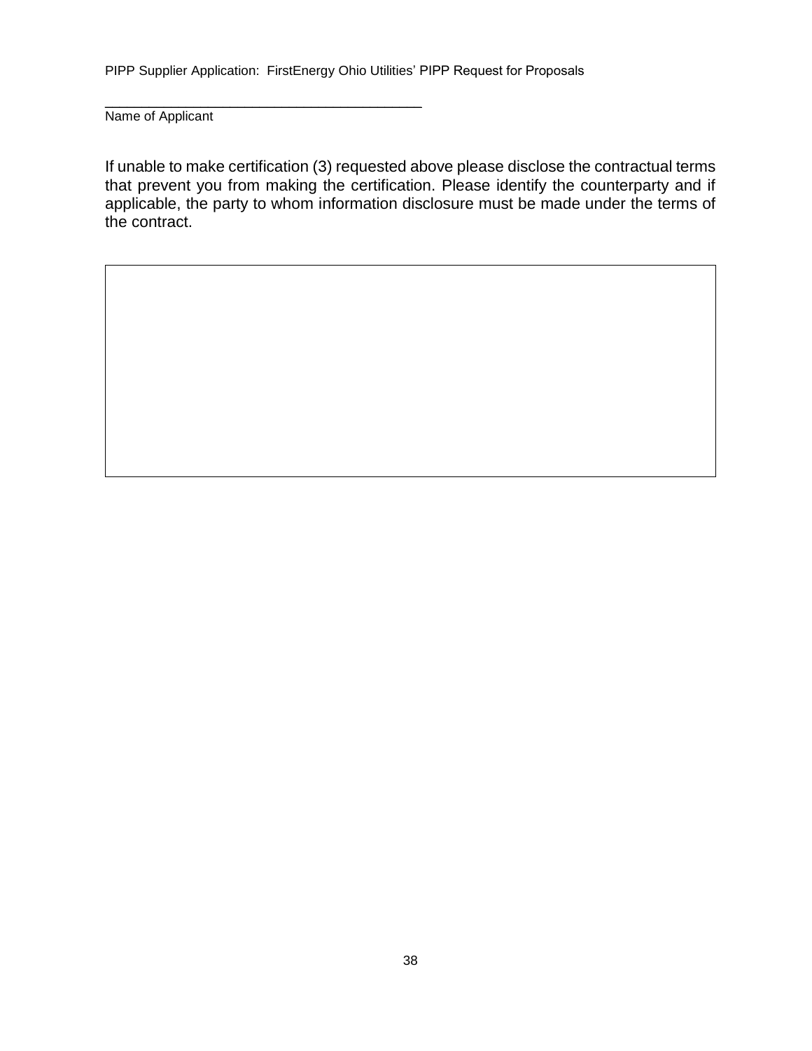\_\_\_\_\_\_\_\_\_\_\_\_\_\_\_\_\_\_\_\_\_\_\_\_\_\_\_\_\_\_\_\_\_\_\_\_\_\_\_\_

Name of Applicant

If unable to make certification (3) requested above please disclose the contractual terms that prevent you from making the certification. Please identify the counterparty and if applicable, the party to whom information disclosure must be made under the terms of the contract.

| |
|---|
| |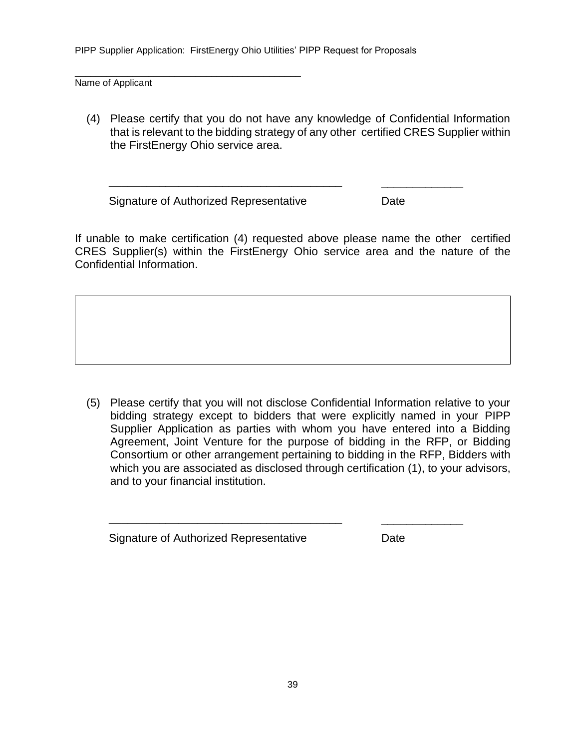______________________________________
Name of Applicant

(4) Please certify that you do not have any knowledge of Confidential Information that is relevant to the bidding strategy of any other certified CRES Supplier within the FirstEnergy Ohio service area.

______________________________________ ____________

Signature of Authorized Representative Date

If unable to make certification (4) requested above please name the other certified CRES Supplier(s) within the FirstEnergy Ohio service area and the nature of the Confidential Information.

| |
|---|
| |

(5) Please certify that you will not disclose Confidential Information relative to your bidding strategy except to bidders that were explicitly named in your PIPP Supplier Application as parties with whom you have entered into a Bidding Agreement, Joint Venture for the purpose of bidding in the RFP, or Bidding Consortium or other arrangement pertaining to bidding in the RFP, Bidders with which you are associated as disclosed through certification (1), to your advisors, and to your financial institution.

______________________________________ ____________

Signature of Authorized Representative Date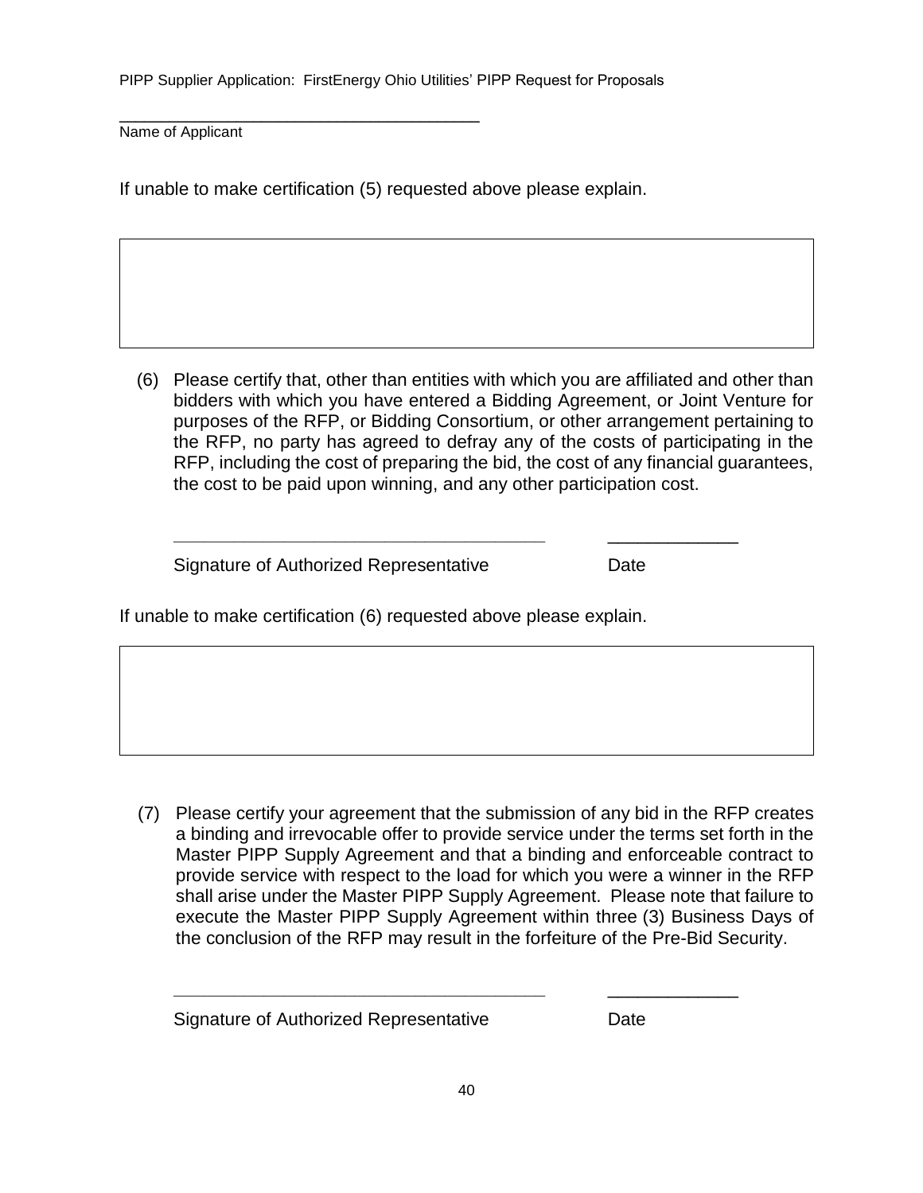\_\_\_\_\_\_\_\_\_\_\_\_\_\_\_\_\_\_\_\_\_\_\_\_\_\_\_\_\_\_\_\_\_\_\_\_\_\_

Name of Applicant

If unable to make certification (5) requested above please explain.

| |
|---|
| |

(6) Please certify that, other than entities with which you are affiliated and other than bidders with which you have entered a Bidding Agreement, or Joint Venture for purposes of the RFP, or Bidding Consortium, or other arrangement pertaining to the RFP, no party has agreed to defray any of the costs of participating in the RFP, including the cost of preparing the bid, the cost of any financial guarantees, the cost to be paid upon winning, and any other participation cost.

\_\_\_\_\_\_\_\_\_\_\_\_\_\_\_\_\_\_\_\_\_\_\_\_\_\_\_\_\_\_\_\_\_\_\_\_\_\_ \_\_\_\_\_\_\_\_\_\_\_\_\_

Signature of Authorized Representative Date

If unable to make certification (6) requested above please explain.

| |
|---|
| |

(7) Please certify your agreement that the submission of any bid in the RFP creates a binding and irrevocable offer to provide service under the terms set forth in the Master PIPP Supply Agreement and that a binding and enforceable contract to provide service with respect to the load for which you were a winner in the RFP shall arise under the Master PIPP Supply Agreement. Please note that failure to execute the Master PIPP Supply Agreement within three (3) Business Days of the conclusion of the RFP may result in the forfeiture of the Pre-Bid Security.

\_\_\_\_\_\_\_\_\_\_\_\_\_\_\_\_\_\_\_\_\_\_\_\_\_\_\_\_\_\_\_\_\_\_\_\_\_\_ \_\_\_\_\_\_\_\_\_\_\_\_\_

Signature of Authorized Representative Date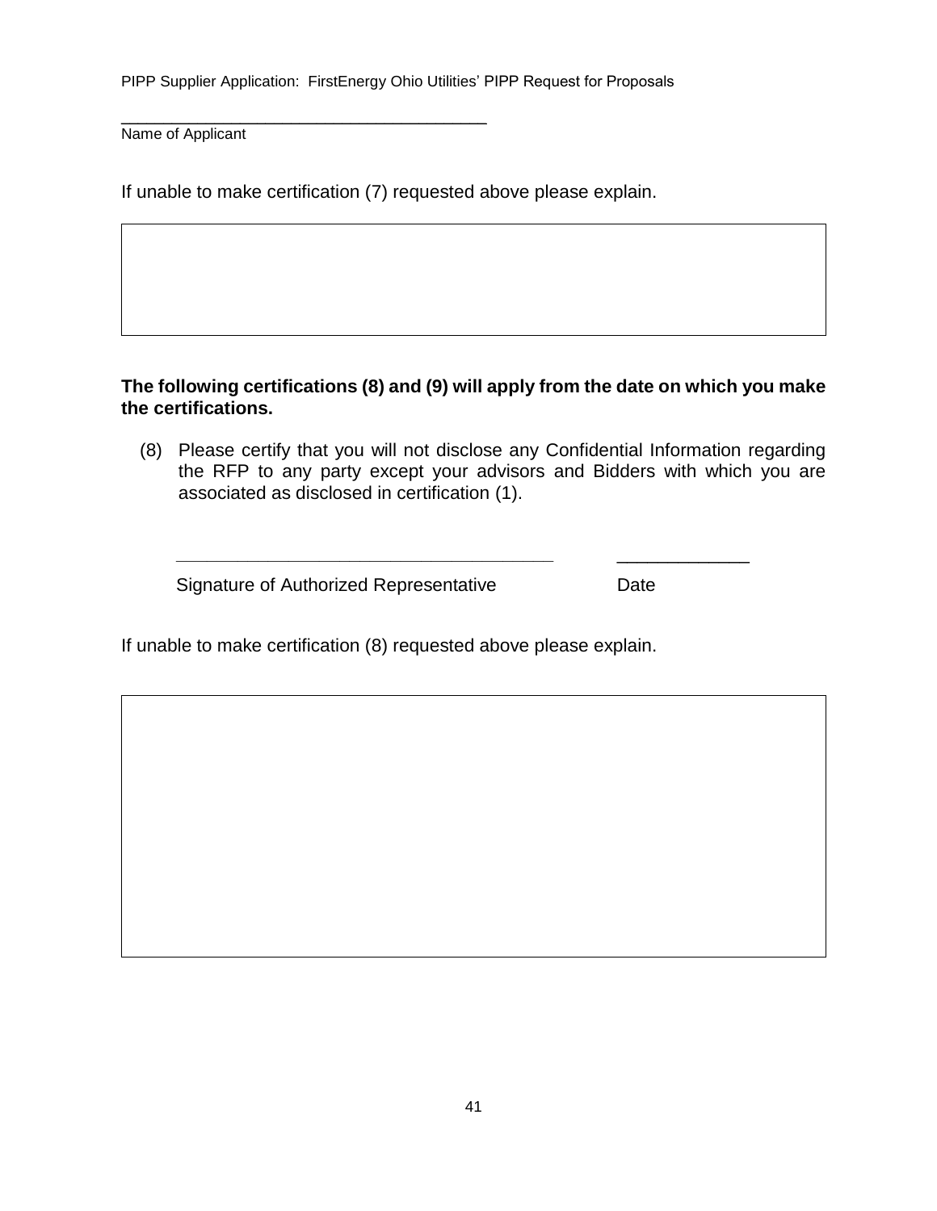\_\_\_\_\_\_\_\_\_\_\_\_\_\_\_\_\_\_\_\_\_\_\_\_\_\_\_\_\_\_\_\_\_\_\_\_\_\_\_\_

Name of Applicant

If unable to make certification (7) requested above please explain.

|   |
|---|
|   |

**The following certifications (8) and (9) will apply from the date on which you make the certifications.**

(8) Please certify that you will not disclose any Confidential Information regarding the RFP to any party except your advisors and Bidders with which you are associated as disclosed in certification (1).

\_\_\_\_\_\_\_\_\_\_\_\_\_\_\_\_\_\_\_\_\_\_\_\_\_\_\_\_\_\_\_\_\_\_\_\_\_\_\_\_ \_\_\_\_\_\_\_\_\_\_\_\_\_

Signature of Authorized Representative Date

If unable to make certification (8) requested above please explain.

|   |
|---|
|   |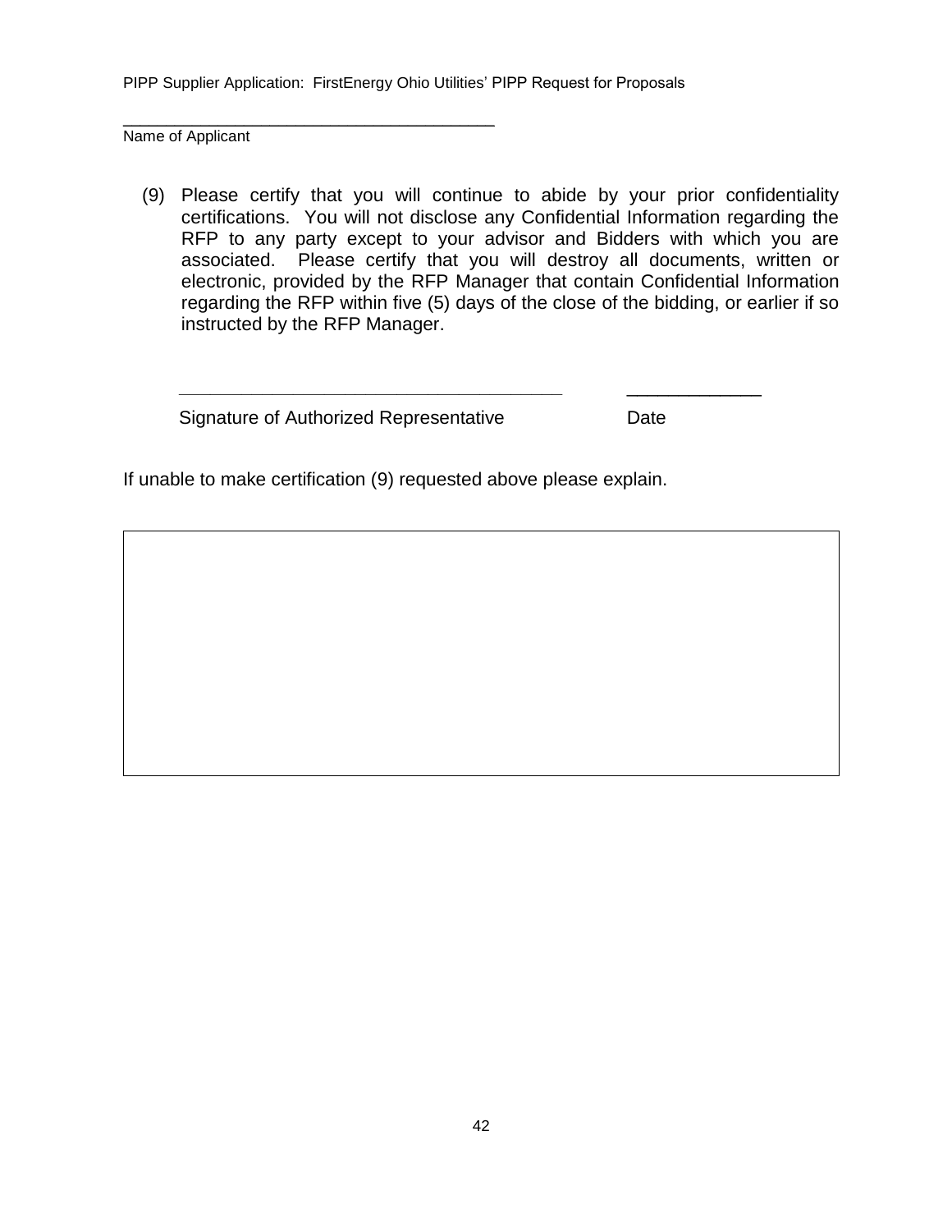\_\_\_\_\_\_\_\_\_\_\_\_\_\_\_\_\_\_\_\_\_\_\_\_\_\_\_\_\_\_\_\_\_\_\_\_\_\_\_\_

Name of Applicant

(9) Please certify that you will continue to abide by your prior confidentiality certifications. You will not disclose any Confidential Information regarding the RFP to any party except to your advisor and Bidders with which you are associated. Please certify that you will destroy all documents, written or electronic, provided by the RFP Manager that contain Confidential Information regarding the RFP within five (5) days of the close of the bidding, or earlier if so instructed by the RFP Manager.

\_\_\_\_\_\_\_\_\_\_\_\_\_\_\_\_\_\_\_\_\_\_\_\_\_\_\_\_\_\_\_\_\_\_\_\_\_\_\_\_ \_\_\_\_\_\_\_\_\_\_\_\_\_\_

Signature of Authorized Representative Date

If unable to make certification (9) requested above please explain.

| |
|---|
| |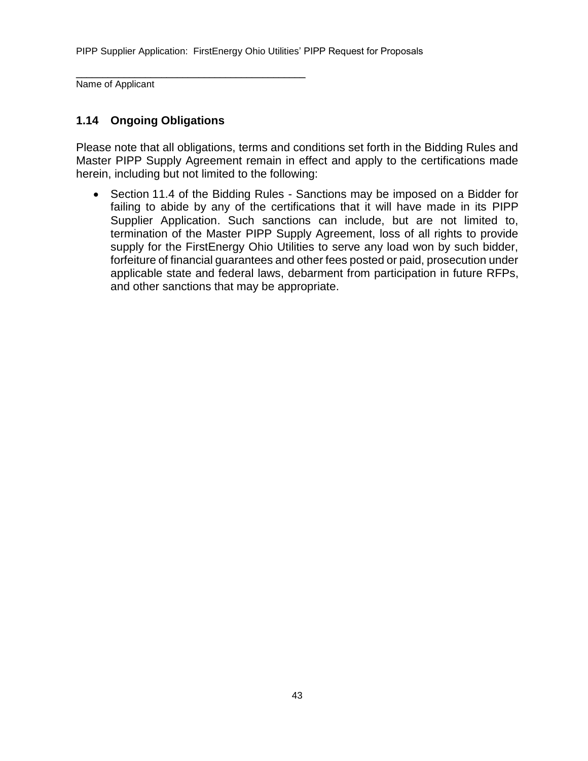\_\_\_\_\_\_\_\_\_\_\_\_\_\_\_\_\_\_\_\_\_\_\_\_\_\_\_\_\_\_\_\_\_\_\_\_\_\_\_\_

Name of Applicant

### 1.14 Ongoing Obligations

Please note that all obligations, terms and conditions set forth in the Bidding Rules and Master PIPP Supply Agreement remain in effect and apply to the certifications made herein, including but not limited to the following:

- Section 11.4 of the Bidding Rules - Sanctions may be imposed on a Bidder for failing to abide by any of the certifications that it will have made in its PIPP Supplier Application. Such sanctions can include, but are not limited to, termination of the Master PIPP Supply Agreement, loss of all rights to provide supply for the FirstEnergy Ohio Utilities to serve any load won by such bidder, forfeiture of financial guarantees and other fees posted or paid, prosecution under applicable state and federal laws, debarment from participation in future RFPs, and other sanctions that may be appropriate.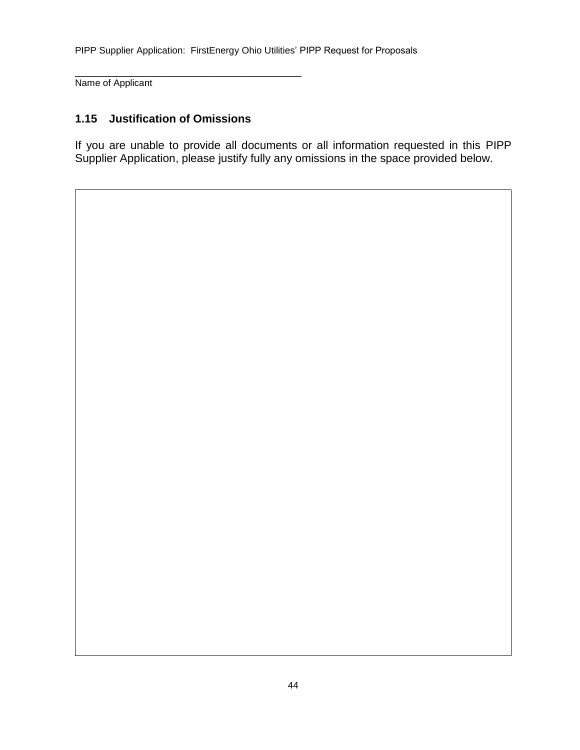\_\_\_\_\_\_\_\_\_\_\_\_\_\_\_\_\_\_\_\_\_\_\_\_\_\_\_\_\_\_\_\_\_\_\_\_\_\_\_\_
Name of Applicant

## 1.15 Justification of Omissions

If you are unable to provide all documents or all information requested in this PIPP Supplier Application, please justify fully any omissions in the space provided below.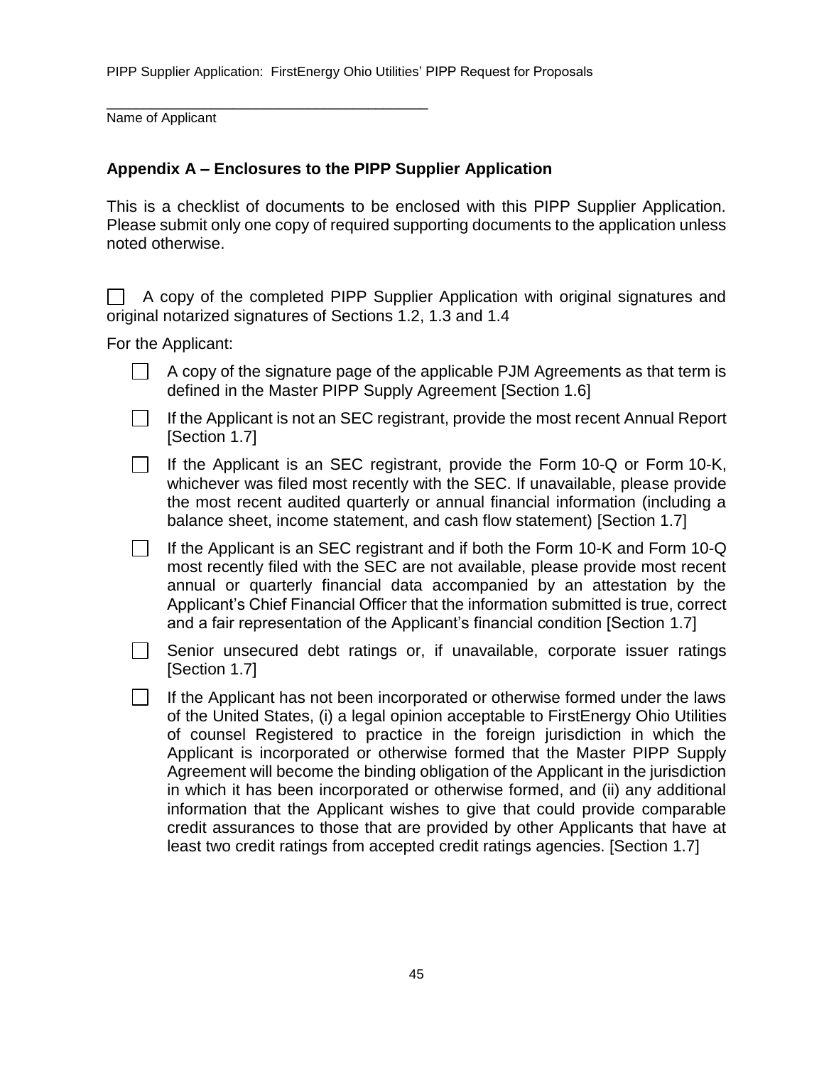\_\_\_\_\_\_\_\_\_\_\_\_\_\_\_\_\_\_\_\_\_\_\_\_\_\_\_\_\_\_\_\_\_\_\_\_\_\_\_

Name of Applicant

## Appendix A – Enclosures to the PIPP Supplier Application

This is a checklist of documents to be enclosed with this PIPP Supplier Application. Please submit only one copy of required supporting documents to the application unless noted otherwise.

☐ A copy of the completed PIPP Supplier Application with original signatures and original notarized signatures of Sections 1.2, 1.3 and 1.4

For the Applicant:

- ☐ A copy of the signature page of the applicable PJM Agreements as that term is defined in the Master PIPP Supply Agreement [Section 1.6]
- ☐ If the Applicant is not an SEC registrant, provide the most recent Annual Report [Section 1.7]
- ☐ If the Applicant is an SEC registrant, provide the Form 10-Q or Form 10-K, whichever was filed most recently with the SEC. If unavailable, please provide the most recent audited quarterly or annual financial information (including a balance sheet, income statement, and cash flow statement) [Section 1.7]
- ☐ If the Applicant is an SEC registrant and if both the Form 10-K and Form 10-Q most recently filed with the SEC are not available, please provide most recent annual or quarterly financial data accompanied by an attestation by the Applicant's Chief Financial Officer that the information submitted is true, correct and a fair representation of the Applicant's financial condition [Section 1.7]
- ☐ Senior unsecured debt ratings or, if unavailable, corporate issuer ratings [Section 1.7]
- ☐ If the Applicant has not been incorporated or otherwise formed under the laws of the United States, (i) a legal opinion acceptable to FirstEnergy Ohio Utilities of counsel Registered to practice in the foreign jurisdiction in which the Applicant is incorporated or otherwise formed that the Master PIPP Supply Agreement will become the binding obligation of the Applicant in the jurisdiction in which it has been incorporated or otherwise formed, and (ii) any additional information that the Applicant wishes to give that could provide comparable credit assurances to those that are provided by other Applicants that have at least two credit ratings from accepted credit ratings agencies. [Section 1.7]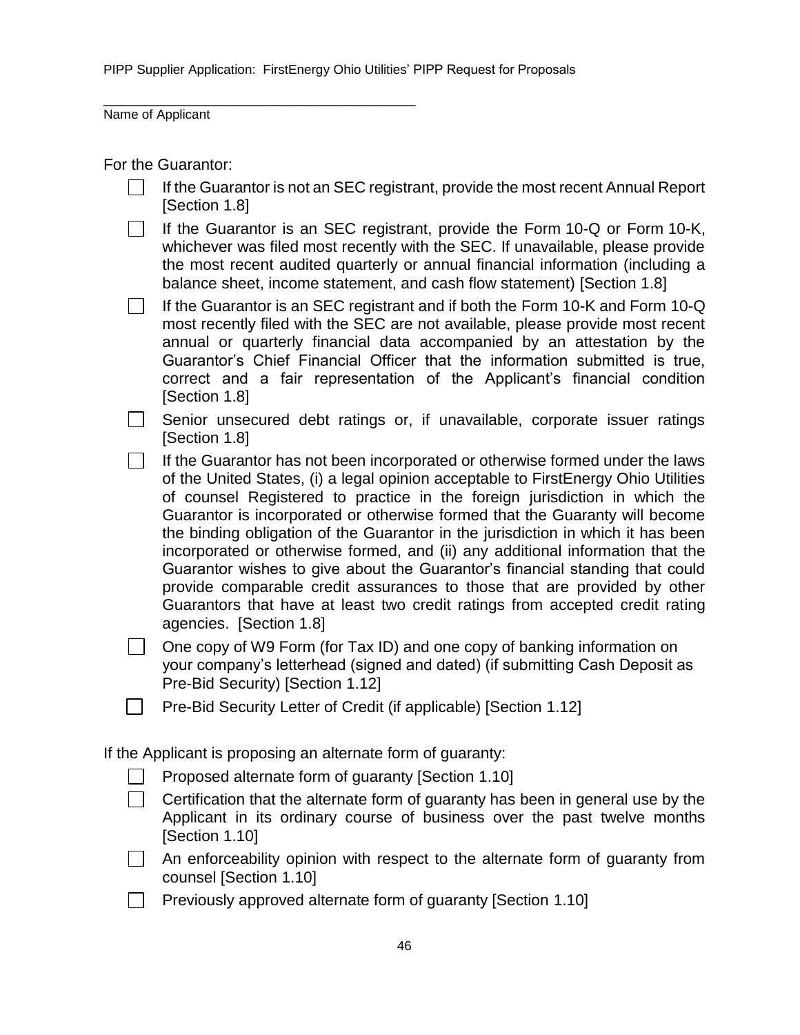______________________________________
Name of Applicant

For the Guarantor:

- ☐ If the Guarantor is not an SEC registrant, provide the most recent Annual Report [Section 1.8]
- ☐ If the Guarantor is an SEC registrant, provide the Form 10-Q or Form 10-K, whichever was filed most recently with the SEC. If unavailable, please provide the most recent audited quarterly or annual financial information (including a balance sheet, income statement, and cash flow statement) [Section 1.8]
- ☐ If the Guarantor is an SEC registrant and if both the Form 10-K and Form 10-Q most recently filed with the SEC are not available, please provide most recent annual or quarterly financial data accompanied by an attestation by the Guarantor's Chief Financial Officer that the information submitted is true, correct and a fair representation of the Applicant's financial condition [Section 1.8]
- ☐ Senior unsecured debt ratings or, if unavailable, corporate issuer ratings [Section 1.8]
- ☐ If the Guarantor has not been incorporated or otherwise formed under the laws of the United States, (i) a legal opinion acceptable to FirstEnergy Ohio Utilities of counsel Registered to practice in the foreign jurisdiction in which the Guarantor is incorporated or otherwise formed that the Guaranty will become the binding obligation of the Guarantor in the jurisdiction in which it has been incorporated or otherwise formed, and (ii) any additional information that the Guarantor wishes to give about the Guarantor's financial standing that could provide comparable credit assurances to those that are provided by other Guarantors that have at least two credit ratings from accepted credit rating agencies. [Section 1.8]
- ☐ One copy of W9 Form (for Tax ID) and one copy of banking information on your company's letterhead (signed and dated) (if submitting Cash Deposit as Pre-Bid Security) [Section 1.12]
- ☐ Pre-Bid Security Letter of Credit (if applicable) [Section 1.12]

If the Applicant is proposing an alternate form of guaranty:

- ☐ Proposed alternate form of guaranty [Section 1.10]
- ☐ Certification that the alternate form of guaranty has been in general use by the Applicant in its ordinary course of business over the past twelve months [Section 1.10]
- ☐ An enforceability opinion with respect to the alternate form of guaranty from counsel [Section 1.10]
- ☐ Previously approved alternate form of guaranty [Section 1.10]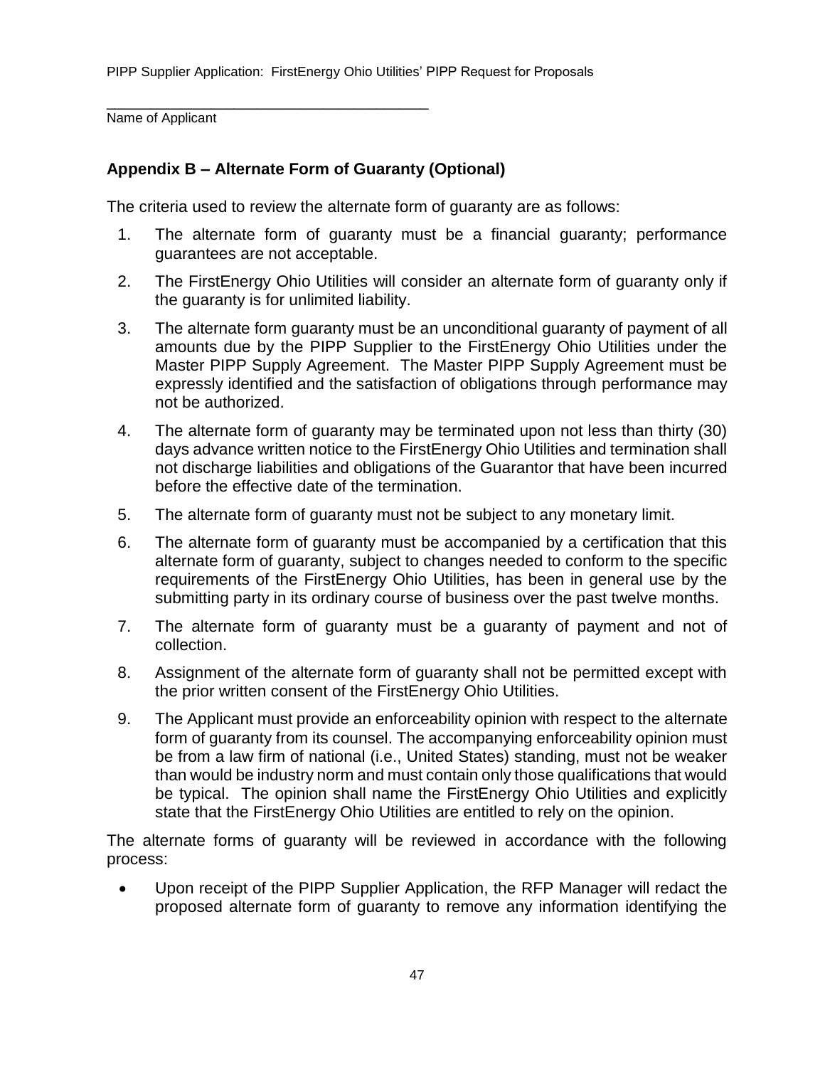\_\_\_\_\_\_\_\_\_\_\_\_\_\_\_\_\_\_\_\_\_\_\_\_\_\_\_\_\_\_\_\_\_\_\_\_\_\_\_

Name of Applicant

## Appendix B – Alternate Form of Guaranty (Optional)

The criteria used to review the alternate form of guaranty are as follows:

1. The alternate form of guaranty must be a financial guaranty; performance guarantees are not acceptable.
2. The FirstEnergy Ohio Utilities will consider an alternate form of guaranty only if the guaranty is for unlimited liability.
3. The alternate form guaranty must be an unconditional guaranty of payment of all amounts due by the PIPP Supplier to the FirstEnergy Ohio Utilities under the Master PIPP Supply Agreement. The Master PIPP Supply Agreement must be expressly identified and the satisfaction of obligations through performance may not be authorized.
4. The alternate form of guaranty may be terminated upon not less than thirty (30) days advance written notice to the FirstEnergy Ohio Utilities and termination shall not discharge liabilities and obligations of the Guarantor that have been incurred before the effective date of the termination.
5. The alternate form of guaranty must not be subject to any monetary limit.
6. The alternate form of guaranty must be accompanied by a certification that this alternate form of guaranty, subject to changes needed to conform to the specific requirements of the FirstEnergy Ohio Utilities, has been in general use by the submitting party in its ordinary course of business over the past twelve months.
7. The alternate form of guaranty must be a guaranty of payment and not of collection.
8. Assignment of the alternate form of guaranty shall not be permitted except with the prior written consent of the FirstEnergy Ohio Utilities.
9. The Applicant must provide an enforceability opinion with respect to the alternate form of guaranty from its counsel. The accompanying enforceability opinion must be from a law firm of national (i.e., United States) standing, must not be weaker than would be industry norm and must contain only those qualifications that would be typical. The opinion shall name the FirstEnergy Ohio Utilities and explicitly state that the FirstEnergy Ohio Utilities are entitled to rely on the opinion.

The alternate forms of guaranty will be reviewed in accordance with the following process:

- Upon receipt of the PIPP Supplier Application, the RFP Manager will redact the proposed alternate form of guaranty to remove any information identifying the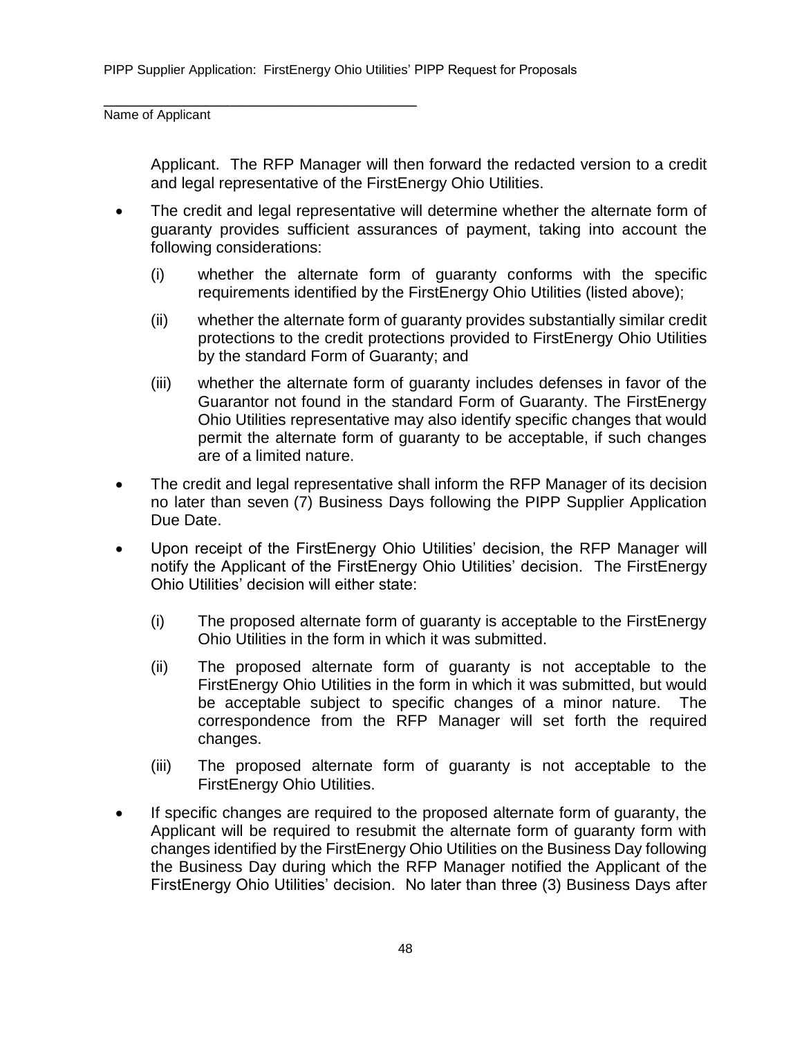Applicant. The RFP Manager will then forward the redacted version to a credit and legal representative of the FirstEnergy Ohio Utilities.

- The credit and legal representative will determine whether the alternate form of guaranty provides sufficient assurances of payment, taking into account the following considerations:
  - (i) whether the alternate form of guaranty conforms with the specific requirements identified by the FirstEnergy Ohio Utilities (listed above);
  - (ii) whether the alternate form of guaranty provides substantially similar credit protections to the credit protections provided to FirstEnergy Ohio Utilities by the standard Form of Guaranty; and
  - (iii) whether the alternate form of guaranty includes defenses in favor of the Guarantor not found in the standard Form of Guaranty. The FirstEnergy Ohio Utilities representative may also identify specific changes that would permit the alternate form of guaranty to be acceptable, if such changes are of a limited nature.
- The credit and legal representative shall inform the RFP Manager of its decision no later than seven (7) Business Days following the PIPP Supplier Application Due Date.
- Upon receipt of the FirstEnergy Ohio Utilities' decision, the RFP Manager will notify the Applicant of the FirstEnergy Ohio Utilities' decision. The FirstEnergy Ohio Utilities' decision will either state:
  - (i) The proposed alternate form of guaranty is acceptable to the FirstEnergy Ohio Utilities in the form in which it was submitted.
  - (ii) The proposed alternate form of guaranty is not acceptable to the FirstEnergy Ohio Utilities in the form in which it was submitted, but would be acceptable subject to specific changes of a minor nature. The correspondence from the RFP Manager will set forth the required changes.
  - (iii) The proposed alternate form of guaranty is not acceptable to the FirstEnergy Ohio Utilities.
- If specific changes are required to the proposed alternate form of guaranty, the Applicant will be required to resubmit the alternate form of guaranty form with changes identified by the FirstEnergy Ohio Utilities on the Business Day following the Business Day during which the RFP Manager notified the Applicant of the FirstEnergy Ohio Utilities' decision. No later than three (3) Business Days after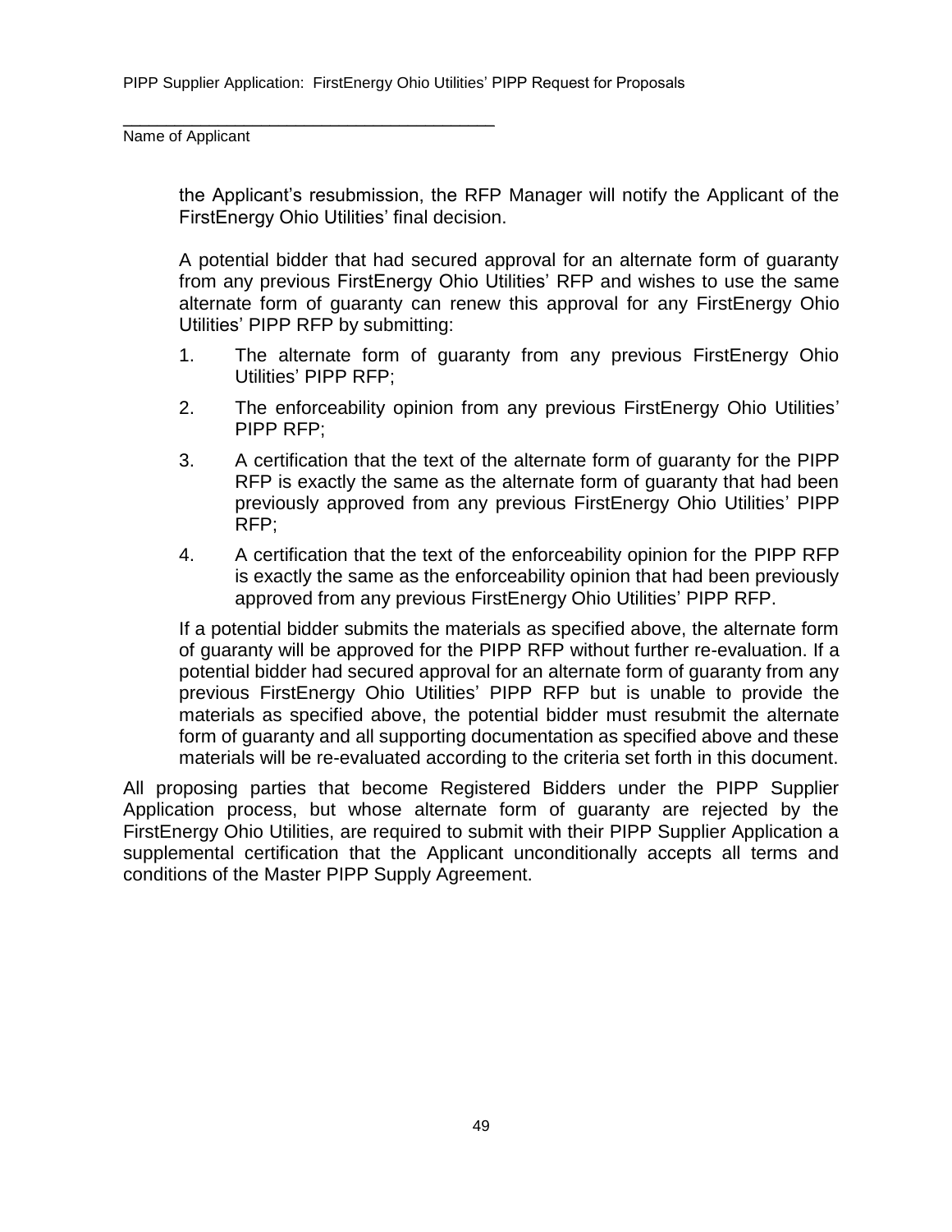the Applicant's resubmission, the RFP Manager will notify the Applicant of the FirstEnergy Ohio Utilities' final decision.

A potential bidder that had secured approval for an alternate form of guaranty from any previous FirstEnergy Ohio Utilities' RFP and wishes to use the same alternate form of guaranty can renew this approval for any FirstEnergy Ohio Utilities' PIPP RFP by submitting:

1. The alternate form of guaranty from any previous FirstEnergy Ohio Utilities' PIPP RFP;
2. The enforceability opinion from any previous FirstEnergy Ohio Utilities' PIPP RFP;
3. A certification that the text of the alternate form of guaranty for the PIPP RFP is exactly the same as the alternate form of guaranty that had been previously approved from any previous FirstEnergy Ohio Utilities' PIPP RFP;
4. A certification that the text of the enforceability opinion for the PIPP RFP is exactly the same as the enforceability opinion that had been previously approved from any previous FirstEnergy Ohio Utilities' PIPP RFP.

If a potential bidder submits the materials as specified above, the alternate form of guaranty will be approved for the PIPP RFP without further re-evaluation. If a potential bidder had secured approval for an alternate form of guaranty from any previous FirstEnergy Ohio Utilities' PIPP RFP but is unable to provide the materials as specified above, the potential bidder must resubmit the alternate form of guaranty and all supporting documentation as specified above and these materials will be re-evaluated according to the criteria set forth in this document.

All proposing parties that become Registered Bidders under the PIPP Supplier Application process, but whose alternate form of guaranty are rejected by the FirstEnergy Ohio Utilities, are required to submit with their PIPP Supplier Application a supplemental certification that the Applicant unconditionally accepts all terms and conditions of the Master PIPP Supply Agreement.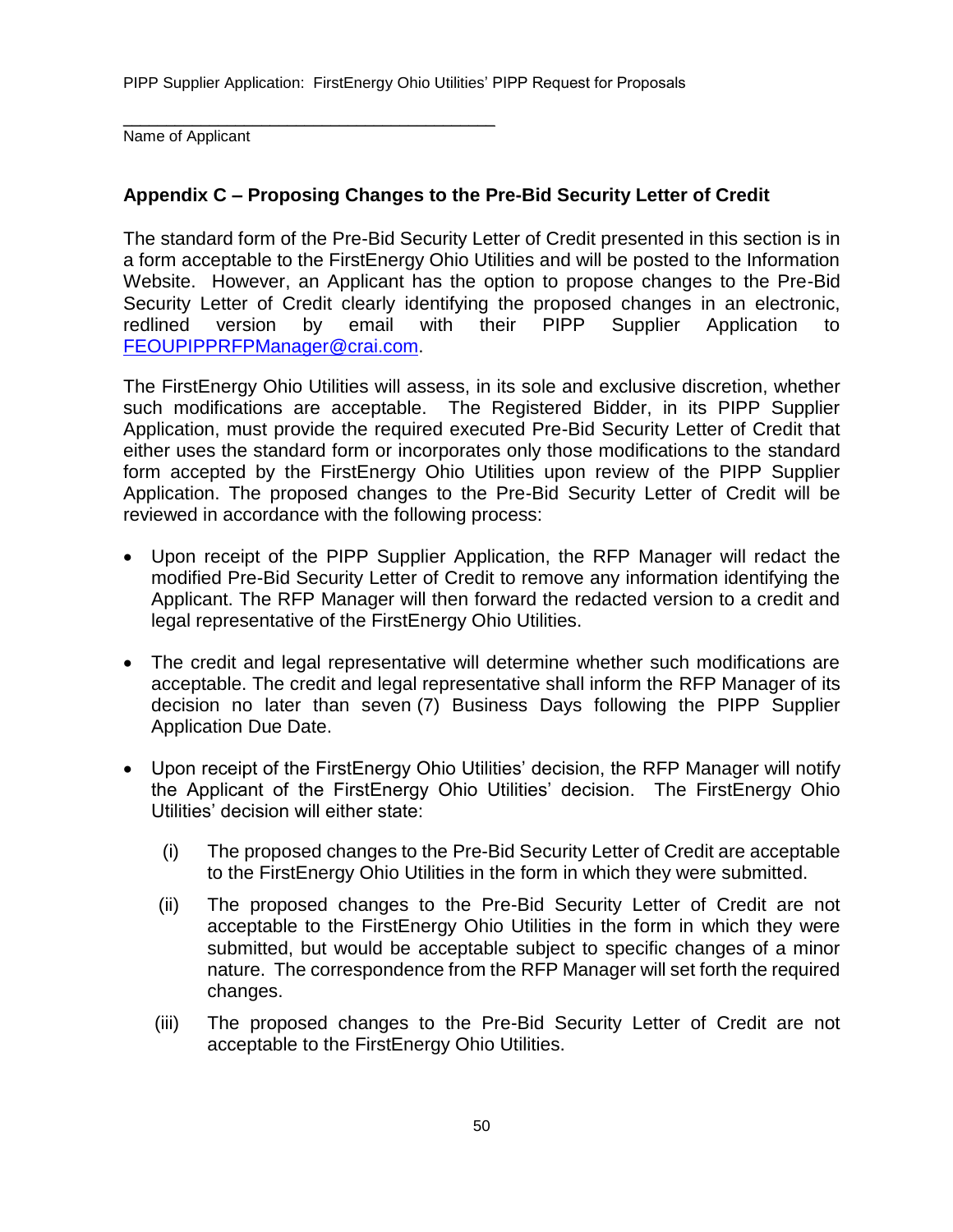______________________________________
Name of Applicant

## Appendix C – Proposing Changes to the Pre-Bid Security Letter of Credit

The standard form of the Pre-Bid Security Letter of Credit presented in this section is in a form acceptable to the FirstEnergy Ohio Utilities and will be posted to the Information Website. However, an Applicant has the option to propose changes to the Pre-Bid Security Letter of Credit clearly identifying the proposed changes in an electronic, redlined version by email with their PIPP Supplier Application to FEOUPIPPRFPManager@crai.com.

The FirstEnergy Ohio Utilities will assess, in its sole and exclusive discretion, whether such modifications are acceptable. The Registered Bidder, in its PIPP Supplier Application, must provide the required executed Pre-Bid Security Letter of Credit that either uses the standard form or incorporates only those modifications to the standard form accepted by the FirstEnergy Ohio Utilities upon review of the PIPP Supplier Application. The proposed changes to the Pre-Bid Security Letter of Credit will be reviewed in accordance with the following process:

- Upon receipt of the PIPP Supplier Application, the RFP Manager will redact the modified Pre-Bid Security Letter of Credit to remove any information identifying the Applicant. The RFP Manager will then forward the redacted version to a credit and legal representative of the FirstEnergy Ohio Utilities.

- The credit and legal representative will determine whether such modifications are acceptable. The credit and legal representative shall inform the RFP Manager of its decision no later than seven (7) Business Days following the PIPP Supplier Application Due Date.

- Upon receipt of the FirstEnergy Ohio Utilities' decision, the RFP Manager will notify the Applicant of the FirstEnergy Ohio Utilities' decision. The FirstEnergy Ohio Utilities' decision will either state:

  (i) The proposed changes to the Pre-Bid Security Letter of Credit are acceptable to the FirstEnergy Ohio Utilities in the form in which they were submitted.

  (ii) The proposed changes to the Pre-Bid Security Letter of Credit are not acceptable to the FirstEnergy Ohio Utilities in the form in which they were submitted, but would be acceptable subject to specific changes of a minor nature. The correspondence from the RFP Manager will set forth the required changes.

  (iii) The proposed changes to the Pre-Bid Security Letter of Credit are not acceptable to the FirstEnergy Ohio Utilities.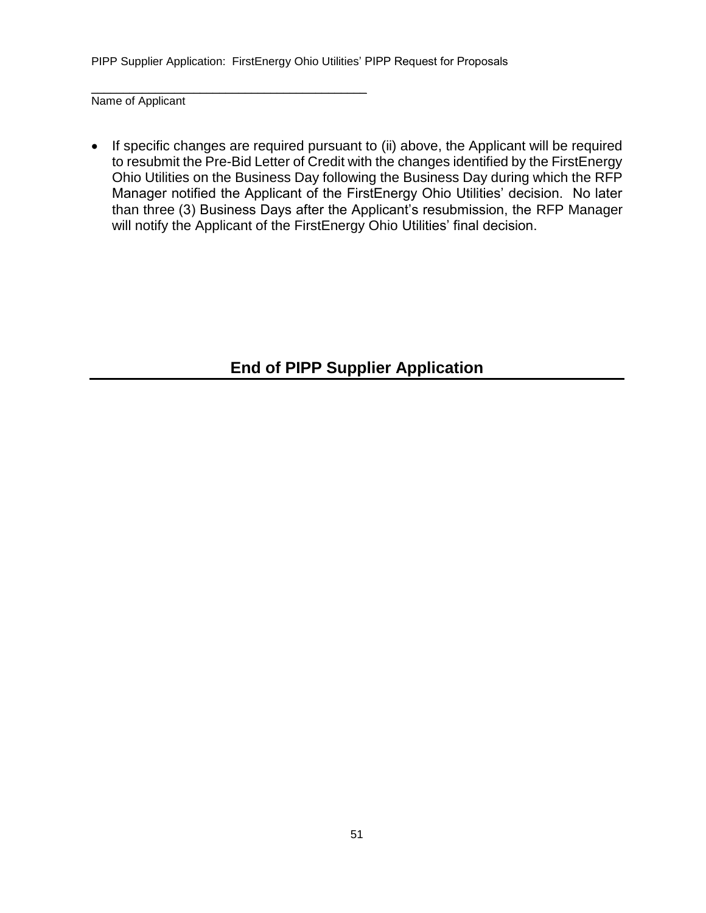\_\_\_\_\_\_\_\_\_\_\_\_\_\_\_\_\_\_\_\_\_\_\_\_\_\_\_\_\_\_\_\_\_\_\_\_\_\_\_\_

Name of Applicant

- If specific changes are required pursuant to (ii) above, the Applicant will be required to resubmit the Pre-Bid Letter of Credit with the changes identified by the FirstEnergy Ohio Utilities on the Business Day following the Business Day during which the RFP Manager notified the Applicant of the FirstEnergy Ohio Utilities' decision. No later than three (3) Business Days after the Applicant's resubmission, the RFP Manager will notify the Applicant of the FirstEnergy Ohio Utilities' final decision.

## End of PIPP Supplier Application